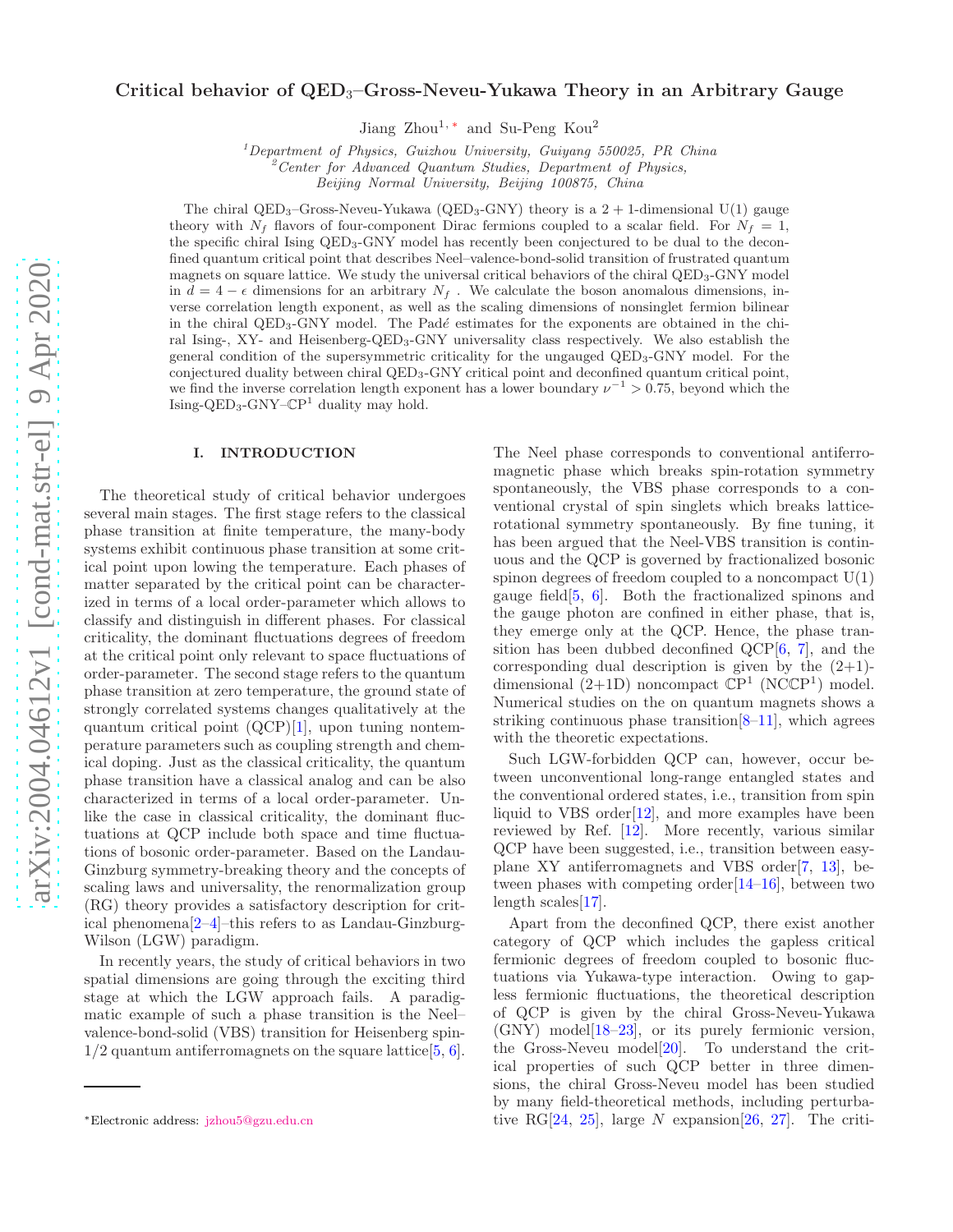# Critical behavior of QED$_3$–Gross-Neveu-Yukawa Theory in an Arbitrary Gauge

Jiang Zhou[1,*] and Su-Peng Kou[2]

[1]*Department of Physics, Guizhou University, Guiyang 550025, PR China*
[2]*Center for Advanced Quantum Studies, Department of Physics, Beijing Normal University, Beijing 100875, China*

The chiral QED$_3$–Gross-Neveu-Yukawa (QED$_3$-GNY) theory is a $2+1$-dimensional U(1) gauge theory with $N_f$ flavors of four-component Dirac fermions coupled to a scalar field. For $N_f = 1$, the specific chiral Ising QED$_3$-GNY model has recently been conjectured to be dual to the deconfined quantum critical point that describes Neel–valence-bond-solid transition of frustrated quantum magnets on square lattice. We study the universal critical behaviors of the chiral QED$_3$-GNY model in $d = 4 - \epsilon$ dimensions for an arbitrary $N_f$ . We calculate the boson anomalous dimensions, inverse correlation length exponent, as well as the scaling dimensions of nonsinglet fermion bilinear in the chiral QED$_3$-GNY model. The Padé estimates for the exponents are obtained in the chiral Ising-, XY- and Heisenberg-QED$_3$-GNY universality class respectively. We also establish the general condition of the supersymmetric criticality for the ungauged QED$_3$-GNY model. For the conjectured duality between chiral QED$_3$-GNY critical point and deconfined quantum critical point, we find the inverse correlation length exponent has a lower boundary $\nu^{-1} > 0.75$, beyond which the Ising-QED$_3$-GNY–$\mathbb{CP}^1$ duality may hold.

## I. INTRODUCTION

The theoretical study of critical behavior undergoes several main stages. The first stage refers to the classical phase transition at finite temperature, the many-body systems exhibit continuous phase transition at some critical point upon lowing the temperature. Each phases of matter separated by the critical point can be characterized in terms of a local order-parameter which allows to classify and distinguish in different phases. For classical criticality, the dominant fluctuations degrees of freedom at the critical point only relevant to space fluctuations of order-parameter. The second stage refers to the quantum phase transition at zero temperature, the ground state of strongly correlated systems changes qualitatively at the quantum critical point (QCP)[1], upon tuning nontemperature parameters such as coupling strength and chemical doping. Just as the classical criticality, the quantum phase transition have a classical analog and can be also characterized in terms of a local order-parameter. Unlike the case in classical criticality, the dominant fluctuations at QCP include both space and time fluctuations of bosonic order-parameter. Based on the Landau-Ginzburg symmetry-breaking theory and the concepts of scaling laws and universality, the renormalization group (RG) theory provides a satisfactory description for critical phenomena[2–4]–this refers to as Landau-Ginzburg-Wilson (LGW) paradigm.

In recently years, the study of critical behaviors in two spatial dimensions are going through the exciting third stage at which the LGW approach fails. A paradigmatic example of such a phase transition is the Neel–valence-bond-solid (VBS) transition for Heisenberg spin-1/2 quantum antiferromagnets on the square lattice[5, 6]. The Neel phase corresponds to conventional antiferromagnetic phase which breaks spin-rotation symmetry spontaneously, the VBS phase corresponds to a conventional crystal of spin singlets which breaks lattice-rotational symmetry spontaneously. By fine tuning, it has been argued that the Neel-VBS transition is continuous and the QCP is governed by fractionalized bosonic spinon degrees of freedom coupled to a noncompact U(1) gauge field[5, 6]. Both the fractionalized spinons and the gauge photon are confined in either phase, that is, they emerge only at the QCP. Hence, the phase transition has been dubbed deconfined QCP[6, 7], and the corresponding dual description is given by the (2+1)-dimensional (2+1D) noncompact $\mathbb{CP}^1$ (NC$\mathbb{CP}^1$) model. Numerical studies on the on quantum magnets shows a striking continuous phase transition[8–11], which agrees with the theoretic expectations.

Such LGW-forbidden QCP can, however, occur between unconventional long-range entangled states and the conventional ordered states, i.e., transition from spin liquid to VBS order[12], and more examples have been reviewed by Ref. [12]. More recently, various similar QCP have been suggested, i.e., transition between easy-plane XY antiferromagnets and VBS order[7, 13], between phases with competing order[14–16], between two length scales[17].

Apart from the deconfined QCP, there exist another category of QCP which includes the gapless critical fermionic degrees of freedom coupled to bosonic fluctuations via Yukawa-type interaction. Owing to gapless fermionic fluctuations, the theoretical description of QCP is given by the chiral Gross-Neveu-Yukawa (GNY) model[18–23], or its purely fermionic version, the Gross-Neveu model[20]. To understand the critical properties of such QCP better in three dimensions, the chiral Gross-Neveu model has been studied by many field-theoretical methods, including perturbative RG[24, 25], large $N$ expansion[26, 27]. The criti-

*Electronic address: jzhou5@gzu.edu.cn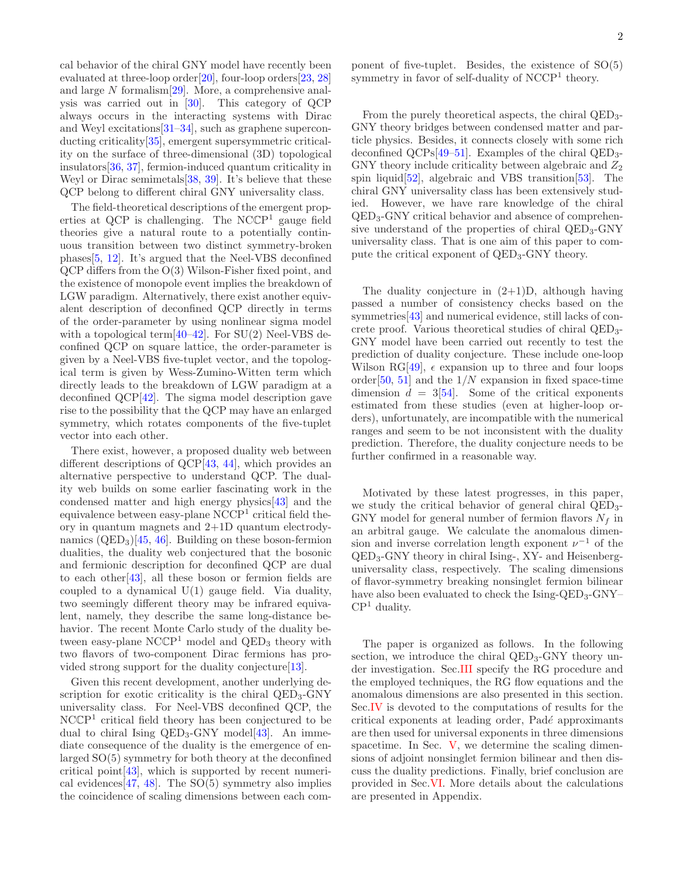cal behavior of the chiral GNY model have recently been evaluated at three-loop order[20], four-loop orders[23, 28] and large $N$ formalism[29]. More, a comprehensive analysis was carried out in [30]. This category of QCP always occurs in the interacting systems with Dirac and Weyl excitations[31–34], such as graphene superconducting criticality[35], emergent supersymmetric criticality on the surface of three-dimensional (3D) topological insulators[36, 37], fermion-induced quantum criticality in Weyl or Dirac semimetals[38, 39]. It's believe that these QCP belong to different chiral GNY universality class.

The field-theoretical descriptions of the emergent properties at QCP is challenging. The $\mathrm{NC}\mathbb{CP}^1$ gauge field theories give a natural route to a potentially continuous transition between two distinct symmetry-broken phases[5, 12]. It's argued that the Neel-VBS deconfined QCP differs from the O(3) Wilson-Fisher fixed point, and the existence of monopole event implies the breakdown of LGW paradigm. Alternatively, there exist another equivalent description of deconfined QCP directly in terms of the order-parameter by using nonlinear sigma model with a topological term[40–42]. For SU(2) Neel-VBS deconfined QCP on square lattice, the order-parameter is given by a Neel-VBS five-tuplet vector, and the topological term is given by Wess-Zumino-Witten term which directly leads to the breakdown of LGW paradigm at a deconfined QCP[42]. The sigma model description gave rise to the possibility that the QCP may have an enlarged symmetry, which rotates components of the five-tuplet vector into each other.

There exist, however, a proposed duality web between different descriptions of QCP[43, 44], which provides an alternative perspective to understand QCP. The duality web builds on some earlier fascinating work in the condensed matter and high energy physics[43] and the equivalence between easy-plane $\mathrm{NC}\mathbb{CP}^1$ critical field theory in quantum magnets and 2+1D quantum electrodynamics ($\mathrm{QED}_3$)[45, 46]. Building on these boson-fermion dualities, the duality web conjectured that the bosonic and fermionic description for deconfined QCP are dual to each other[43], all these boson or fermion fields are coupled to a dynamical U(1) gauge field. Via duality, two seemingly different theory may be infrared equivalent, namely, they describe the same long-distance behavior. The recent Monte Carlo study of the duality between easy-plane $\mathrm{NC}\mathbb{CP}^1$ model and $\mathrm{QED}_3$ theory with two flavors of two-component Dirac fermions has provided strong support for the duality conjecture[13].

Given this recent development, another underlying description for exotic criticality is the chiral $\mathrm{QED}_3$-GNY universality class. For Neel-VBS deconfined QCP, the $\mathrm{NC}\mathbb{CP}^1$ critical field theory has been conjectured to be dual to chiral Ising $\mathrm{QED}_3$-GNY model[43]. An immediate consequence of the duality is the emergence of enlarged SO(5) symmetry for both theory at the deconfined critical point[43], which is supported by recent numerical evidences[47, 48]. The SO(5) symmetry also implies the coincidence of scaling dimensions between each component of five-tuplet. Besides, the existence of SO(5) symmetry in favor of self-duality of $\mathrm{NC}\mathbb{CP}^1$ theory.

From the purely theoretical aspects, the chiral $\mathrm{QED}_3$-GNY theory bridges between condensed matter and particle physics. Besides, it connects closely with some rich deconfined QCPs[49–51]. Examples of the chiral $\mathrm{QED}_3$-GNY theory include criticality between algebraic and $Z_2$ spin liquid[52], algebraic and VBS transition[53]. The chiral GNY universality class has been extensively studied. However, we have rare knowledge of the chiral $\mathrm{QED}_3$-GNY critical behavior and absence of comprehensive understand of the properties of chiral $\mathrm{QED}_3$-GNY universality class. That is one aim of this paper to compute the critical exponent of $\mathrm{QED}_3$-GNY theory.

The duality conjecture in (2+1)D, although having passed a number of consistency checks based on the symmetries[43] and numerical evidence, still lacks of concrete proof. Various theoretical studies of chiral $\mathrm{QED}_3$-GNY model have been carried out recently to test the prediction of duality conjecture. These include one-loop Wilson RG[49], $\epsilon$ expansion up to three and four loops order[50, 51] and the $1/N$ expansion in fixed space-time dimension $d = 3$[54]. Some of the critical exponents estimated from these studies (even at higher-loop orders), unfortunately, are incompatible with the numerical ranges and seem to be not inconsistent with the duality prediction. Therefore, the duality conjecture needs to be further confirmed in a reasonable way.

Motivated by these latest progresses, in this paper, we study the critical behavior of general chiral $\mathrm{QED}_3$-GNY model for general number of fermion flavors $N_f$ in an arbitral gauge. We calculate the anomalous dimension and inverse correlation length exponent $\nu^{-1}$ of the $\mathrm{QED}_3$-GNY theory in chiral Ising-, XY- and Heisenberg-universality class, respectively. The scaling dimensions of flavor-symmetry breaking nonsinglet fermion bilinear have also been evaluated to check the Ising-$\mathrm{QED}_3$-GNY–$\mathrm{CP}^1$ duality.

The paper is organized as follows. In the following section, we introduce the chiral $\mathrm{QED}_3$-GNY theory under investigation. Sec.III specify the RG procedure and the employed techniques, the RG flow equations and the anomalous dimensions are also presented in this section. Sec.IV is devoted to the computations of results for the critical exponents at leading order, Padé approximants are then used for universal exponents in three dimensions spacetime. In Sec. V, we determine the scaling dimensions of adjoint nonsinglet fermion bilinear and then discuss the duality predictions. Finally, brief conclusion are provided in Sec.VI. More details about the calculations are presented in Appendix.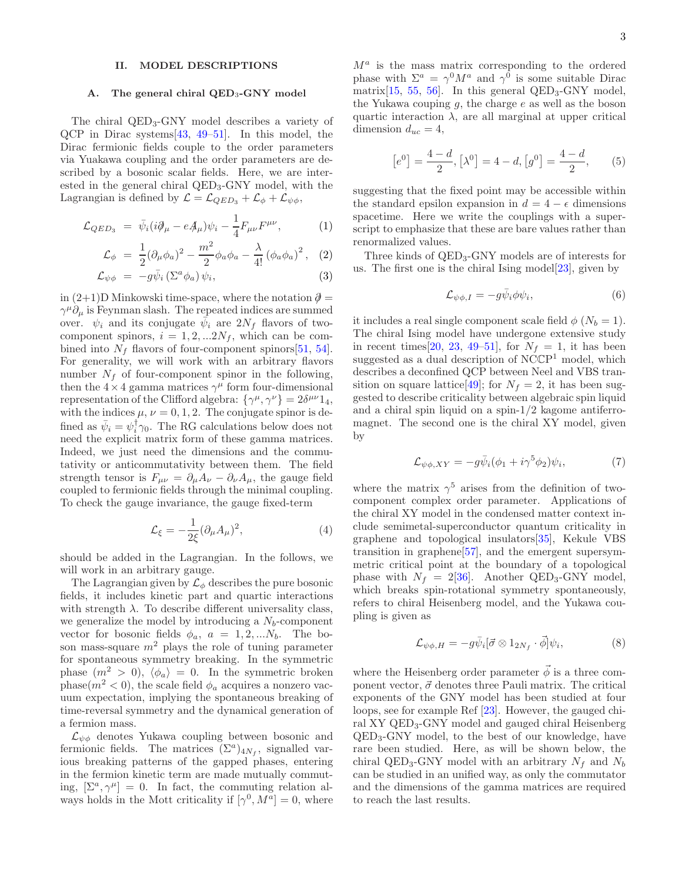## II. MODEL DESCRIPTIONS

### A. The general chiral QED$_3$-GNY model

The chiral QED$_3$-GNY model describes a variety of QCP in Dirac systems[43, 49–51]. In this model, the Dirac fermionic fields couple to the order parameters via Yukawa coupling and the order parameters are described by a bosonic scalar fields. Here, we are interested in the general chiral QED$_3$-GNY model, with the Lagrangian is defined by $\mathcal{L} = \mathcal{L}_{QED_3} + \mathcal{L}_\phi + \mathcal{L}_{\psi\phi}$,

$$\mathcal{L}_{QED_3} = \bar{\psi}_i(i\partial\!\!\!/_\mu - eA\!\!\!/_\mu)\psi_i - \frac{1}{4}F_{\mu\nu}F^{\mu\nu}, \quad (1)$$

$$\mathcal{L}_\phi = \frac{1}{2}(\partial_\mu\phi_a)^2 - \frac{m^2}{2}\phi_a\phi_a - \frac{\lambda}{4!}\left(\phi_a\phi_a\right)^2, \quad (2)$$

$$\mathcal{L}_{\psi\phi} = -g\bar{\psi}_i\left(\Sigma^a\phi_a\right)\psi_i, \quad (3)$$

in (2+1)D Minkowski time-space, where the notation $\partial\!\!\!/ = \gamma^\mu\partial_\mu$ is Feynman slash. The repeated indices are summed over. $\psi_i$ and its conjugate $\bar{\psi}_i$ are $2N_f$ flavors of two-component spinors, $i = 1, 2, ...2N_f$, which can be combined into $N_f$ flavors of four-component spinors[51, 54]. For generality, we will work with an arbitrary flavors number $N_f$ of four-component spinor in the following, then the $4\times 4$ gamma matrices $\gamma^\mu$ form four-dimensional representation of the Clifford algebra: $\{\gamma^\mu, \gamma^\nu\} = 2\delta^{\mu\nu}1_4$, with the indices $\mu, \nu = 0, 1, 2$. The conjugate spinor is defined as $\bar{\psi}_i = \psi_i^\dagger\gamma_0$. The RG calculations below does not need the explicit matrix form of these gamma matrices. Indeed, we just need the dimensions and the commutativity or anticommutativity between them. The field strength tensor is $F_{\mu\nu} = \partial_\mu A_\nu - \partial_\nu A_\mu$, the gauge field coupled to fermionic fields through the minimal coupling. To check the gauge invariance, the gauge fixed-term

$$\mathcal{L}_\xi = -\frac{1}{2\xi}(\partial_\mu A_\mu)^2, \quad (4)$$

should be added in the Lagrangian. In the follows, we will work in an arbitrary gauge.

The Lagrangian given by $\mathcal{L}_\phi$ describes the pure bosonic fields, it includes kinetic part and quartic interactions with strength $\lambda$. To describe different universality class, we generalize the model by introducing a $N_b$-component vector for bosonic fields $\phi_a$, $a = 1, 2, ...N_b$. The boson mass-square $m^2$ plays the role of tuning parameter for spontaneous symmetry breaking. In the symmetric phase ($m^2 > 0$), $\langle\phi_a\rangle = 0$. In the symmetric broken phase($m^2 < 0$), the scale field $\phi_a$ acquires a nonzero vacuum expectation, implying the spontaneous breaking of time-reversal symmetry and the dynamical generation of a fermion mass.

$\mathcal{L}_{\psi\phi}$ denotes Yukawa coupling between bosonic and fermionic fields. The matrices $(\Sigma^a)_{4N_f}$, signalled various breaking patterns of the gapped phases, entering in the fermion kinetic term are made mutually commuting, $[\Sigma^a, \gamma^\mu] = 0$. In fact, the commuting relation always holds in the Mott criticality if $[\gamma^0, M^a] = 0$, where $M^a$ is the mass matrix corresponding to the ordered phase with $\Sigma^a = \gamma^0 M^a$ and $\gamma^0$ is some suitable Dirac matrix[15, 55, 56]. In this general QED$_3$-GNY model, the Yukawa couping $g$, the charge $e$ as well as the boson quartic interaction $\lambda$, are all marginal at upper critical dimension $d_{uc} = 4$,

$$\left[e^0\right] = \frac{4-d}{2}, \left[\lambda^0\right] = 4 - d, \left[g^0\right] = \frac{4-d}{2}, \quad (5)$$

suggesting that the fixed point may be accessible within the standard epsilon expansion in $d = 4 - \epsilon$ dimensions spacetime. Here we write the couplings with a superscript to emphasize that these are bare values rather than renormalized values.

Three kinds of QED$_3$-GNY models are of interests for us. The first one is the chiral Ising model[23], given by

$$\mathcal{L}_{\psi\phi,I} = -g\bar{\psi}_i\phi\psi_i, \quad (6)$$

it includes a real single component scale field $\phi$ ($N_b = 1$). The chiral Ising model have undergone extensive study in recent times[20, 23, 49–51], for $N_f = 1$, it has been suggested as a dual description of NC$\mathbb{CP}^1$ model, which describes a deconfined QCP between Neel and VBS transition on square lattice[49]; for $N_f = 2$, it has been suggested to describe criticality between algebraic spin liquid and a chiral spin liquid on a spin-1/2 kagome antiferromagnet. The second one is the chiral XY model, given by

$$\mathcal{L}_{\psi\phi,XY} = -g\bar{\psi}_i(\phi_1 + i\gamma^5\phi_2)\psi_i, \quad (7)$$

where the matrix $\gamma^5$ arises from the definition of two-component complex order parameter. Applications of the chiral XY model in the condensed matter context include semimetal-superconductor quantum criticality in graphene and topological insulators[35], Kekule VBS transition in graphene[57], and the emergent supersymmetric critical point at the boundary of a topological phase with $N_f = 2$[36]. Another QED$_3$-GNY model, which breaks spin-rotational symmetry spontaneously, refers to chiral Heisenberg model, and the Yukawa coupling is given as

$$\mathcal{L}_{\psi\phi,H} = -g\bar{\psi}_i[\vec{\sigma}\otimes 1_{2N_f}\cdot\vec{\phi}]\psi_i, \quad (8)$$

where the Heisenberg order parameter $\vec{\phi}$ is a three component vector, $\vec{\sigma}$ denotes three Pauli matrix. The critical exponents of the GNY model has been studied at four loops, see for example Ref [23]. However, the gauged chiral XY QED$_3$-GNY model and gauged chiral Heisenberg QED$_3$-GNY model, to the best of our knowledge, have rare been studied. Here, as will be shown below, the chiral QED$_3$-GNY model with an arbitrary $N_f$ and $N_b$ can be studied in an unified way, as only the commutator and the dimensions of the gamma matrices are required to reach the last results.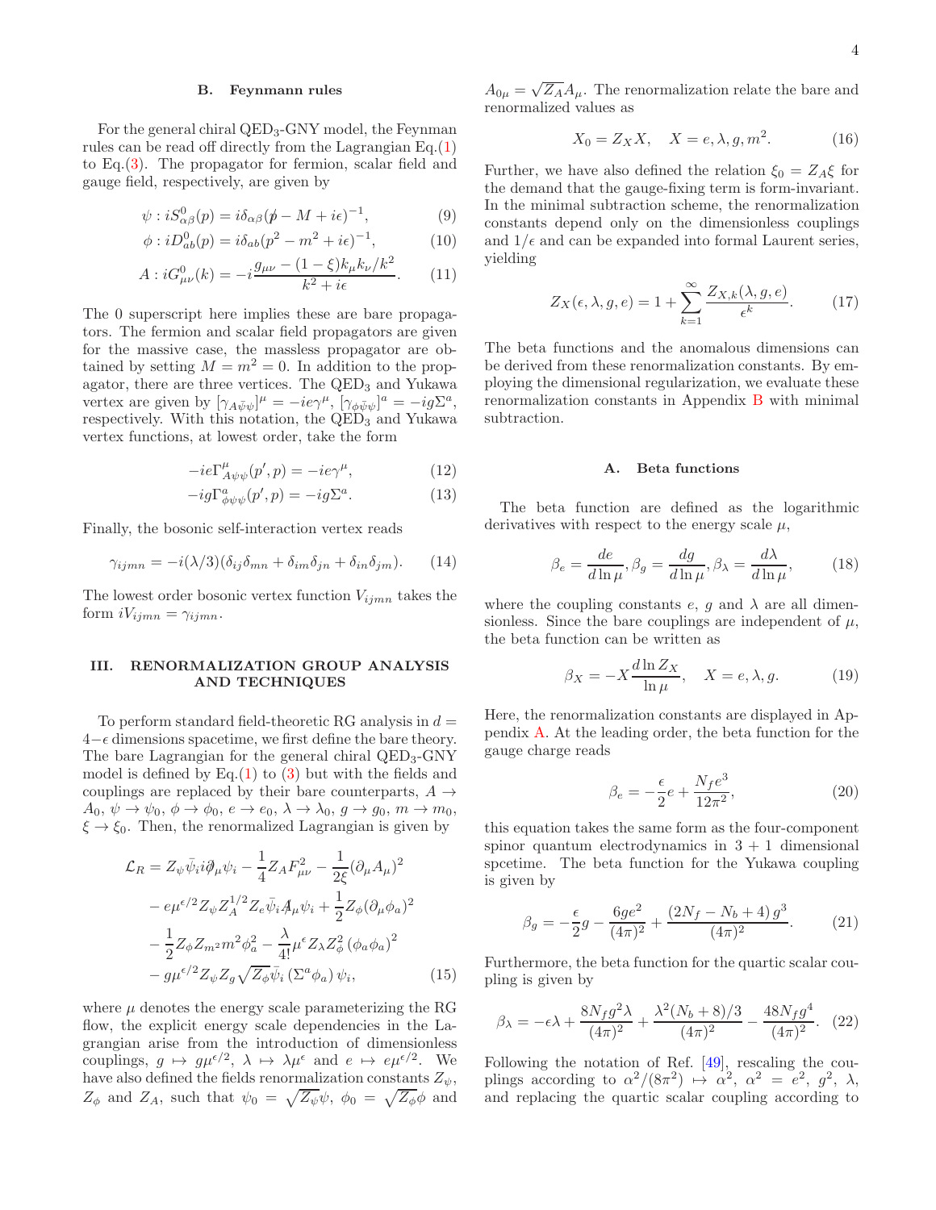### B. Feynmann rules

For the general chiral QED$_3$-GNY model, the Feynman rules can be read off directly from the Lagrangian Eq.(1) to Eq.(3). The propagator for fermion, scalar field and gauge field, respectively, are given by

$$\psi : iS^0_{\alpha\beta}(p) = i\delta_{\alpha\beta}(\not{p} - M + i\epsilon)^{-1}, \tag{9}$$

$$\phi : iD^0_{ab}(p) = i\delta_{ab}(p^2 - m^2 + i\epsilon)^{-1}, \tag{10}$$

$$A : iG^0_{\mu\nu}(k) = -i\frac{g_{\mu\nu} - (1-\xi)k_\mu k_\nu/k^2}{k^2 + i\epsilon}. \tag{11}$$

The 0 superscript here implies these are bare propagators. The fermion and scalar field propagators are given for the massive case, the massless propagator are obtained by setting $M = m^2 = 0$. In addition to the propagator, there are three vertices. The QED$_3$ and Yukawa vertex are given by $[\gamma_{A\bar{\psi}\psi}]^\mu = -ie\gamma^\mu$, $[\gamma_{\phi\bar{\psi}\psi}]^a = -ig\Sigma^a$, respectively. With this notation, the QED$_3$ and Yukawa vertex functions, at lowest order, take the form

$$-ie\Gamma^\mu_{A\psi\psi}(p', p) = -ie\gamma^\mu, \tag{12}$$

$$-ig\Gamma^a_{\phi\psi\psi}(p', p) = -ig\Sigma^a. \tag{13}$$

Finally, the bosonic self-interaction vertex reads

$$\gamma_{ijmn} = -i(\lambda/3)(\delta_{ij}\delta_{mn} + \delta_{im}\delta_{jn} + \delta_{in}\delta_{jm}). \tag{14}$$

The lowest order bosonic vertex function $V_{ijmn}$ takes the form $iV_{ijmn} = \gamma_{ijmn}$.

## III. RENORMALIZATION GROUP ANALYSIS AND TECHNIQUES

To perform standard field-theoretic RG analysis in $d = 4-\epsilon$ dimensions spacetime, we first define the bare theory. The bare Lagrangian for the general chiral QED$_3$-GNY model is defined by Eq.(1) to (3) but with the fields and couplings are replaced by their bare counterparts, $A \to A_0$, $\psi \to \psi_0$, $\phi \to \phi_0$, $e \to e_0$, $\lambda \to \lambda_0$, $g \to g_0$, $m \to m_0$, $\xi \to \xi_0$. Then, the renormalized Lagrangian is given by

$$\begin{aligned}
\mathcal{L}_R =\; & Z_\psi \bar{\psi}_i i\not{\partial}_\mu \psi_i - \frac{1}{4}Z_A F^2_{\mu\nu} - \frac{1}{2\xi}(\partial_\mu A_\mu)^2 \\
& - e\mu^{\epsilon/2} Z_\psi Z_A^{1/2} Z_e \bar{\psi}_i \not{A}_\mu \psi_i + \frac{1}{2}Z_\phi(\partial_\mu\phi_a)^2 \\
& - \frac{1}{2}Z_\phi Z_{m^2} m^2 \phi_a^2 - \frac{\lambda}{4!}\mu^\epsilon Z_\lambda Z_\phi^2 (\phi_a\phi_a)^2 \\
& - g\mu^{\epsilon/2} Z_\psi Z_g \sqrt{Z_\phi}\bar{\psi}_i (\Sigma^a\phi_a)\psi_i,
\end{aligned} \tag{15}$$

where $\mu$ denotes the energy scale parameterizing the RG flow, the explicit energy scale dependencies in the Lagrangian arise from the introduction of dimensionless couplings, $g \mapsto g\mu^{\epsilon/2}$, $\lambda \mapsto \lambda\mu^\epsilon$ and $e \mapsto e\mu^{\epsilon/2}$. We have also defined the fields renormalization constants $Z_\psi$, $Z_\phi$ and $Z_A$, such that $\psi_0 = \sqrt{Z_\psi}\psi$, $\phi_0 = \sqrt{Z_\phi}\phi$ and $A_{0\mu} = \sqrt{Z_A}A_\mu$. The renormalization relate the bare and renormalized values as

$$X_0 = Z_X X, \quad X = e, \lambda, g, m^2. \tag{16}$$

Further, we have also defined the relation $\xi_0 = Z_A\xi$ for the demand that the gauge-fixing term is form-invariant. In the minimal subtraction scheme, the renormalization constants depend only on the dimensionless couplings and $1/\epsilon$ and can be expanded into formal Laurent series, yielding

$$Z_X(\epsilon, \lambda, g, e) = 1 + \sum_{k=1}^{\infty}\frac{Z_{X,k}(\lambda, g, e)}{\epsilon^k}. \tag{17}$$

The beta functions and the anomalous dimensions can be derived from these renormalization constants. By employing the dimensional regularization, we evaluate these renormalization constants in Appendix B with minimal subtraction.

### A. Beta functions

The beta function are defined as the logarithmic derivatives with respect to the energy scale $\mu$,

$$\beta_e = \frac{de}{d\ln\mu}, \beta_g = \frac{dg}{d\ln\mu}, \beta_\lambda = \frac{d\lambda}{d\ln\mu}, \tag{18}$$

where the coupling constants $e$, $g$ and $\lambda$ are all dimensionless. Since the bare couplings are independent of $\mu$, the beta function can be written as

$$\beta_X = -X\frac{d\ln Z_X}{\ln\mu}, \quad X = e, \lambda, g. \tag{19}$$

Here, the renormalization constants are displayed in Appendix A. At the leading order, the beta function for the gauge charge reads

$$\beta_e = -\frac{\epsilon}{2}e + \frac{N_f e^3}{12\pi^2}, \tag{20}$$

this equation takes the same form as the four-component spinor quantum electrodynamics in 3 + 1 dimensional spcetime. The beta function for the Yukawa coupling is given by

$$\beta_g = -\frac{\epsilon}{2}g - \frac{6ge^2}{(4\pi)^2} + \frac{(2N_f - N_b + 4)\,g^3}{(4\pi)^2}. \tag{21}$$

Furthermore, the beta function for the quartic scalar coupling is given by

$$\beta_\lambda = -\epsilon\lambda + \frac{8N_f g^2\lambda}{(4\pi)^2} + \frac{\lambda^2(N_b+8)/3}{(4\pi)^2} - \frac{48N_f g^4}{(4\pi)^2}. \tag{22}$$

Following the notation of Ref. [49], rescaling the couplings according to $\alpha^2/(8\pi^2) \mapsto \alpha^2$, $\alpha^2 = e^2$, $g^2$, $\lambda$, and replacing the quartic scalar coupling according to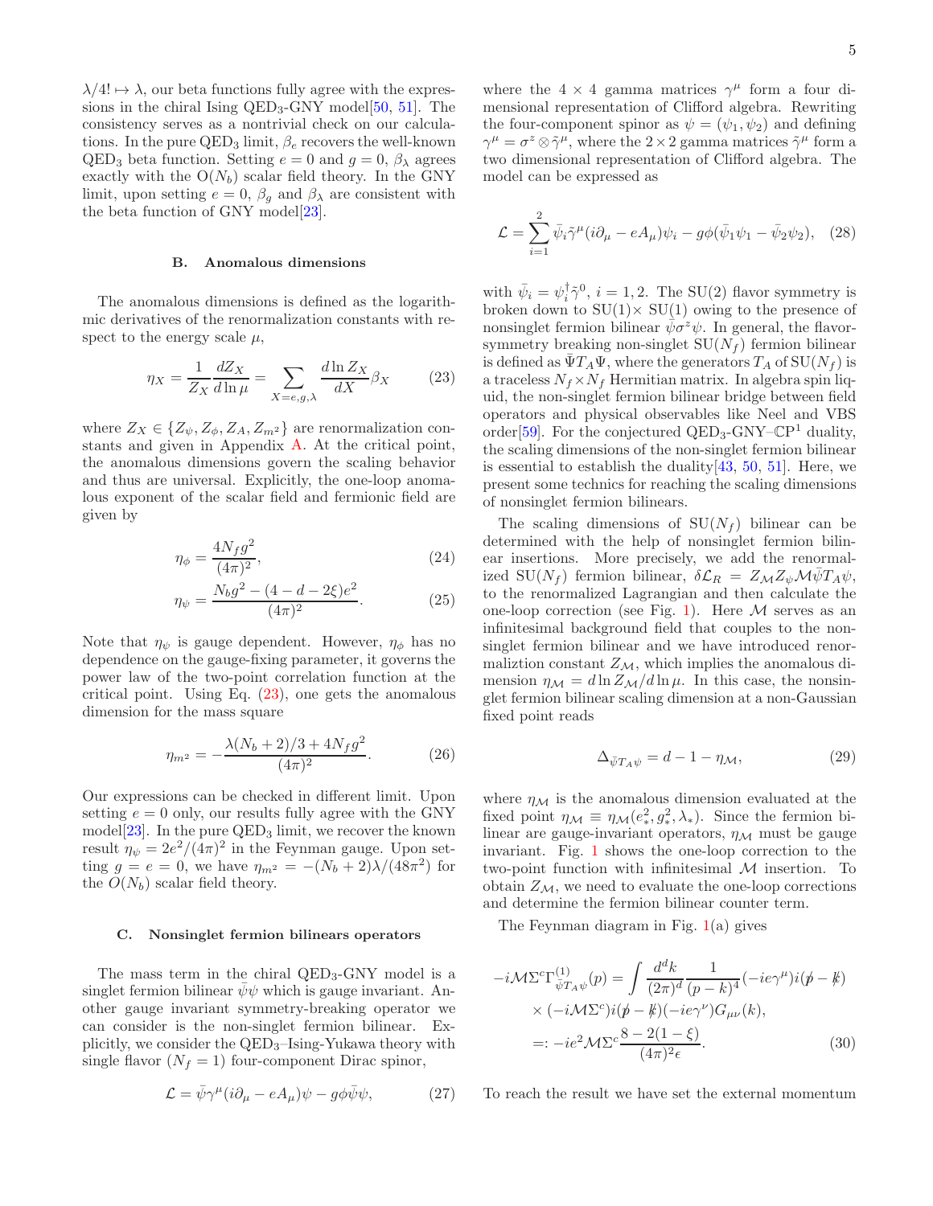$\lambda/4! \mapsto \lambda$, our beta functions fully agree with the expressions in the chiral Ising QED$_3$-GNY model[50, 51]. The consistency serves as a nontrivial check on our calculations. In the pure QED$_3$ limit, $\beta_e$ recovers the well-known QED$_3$ beta function. Setting $e = 0$ and $g = 0$, $\beta_\lambda$ agrees exactly with the O($N_b$) scalar field theory. In the GNY limit, upon setting $e = 0$, $\beta_g$ and $\beta_\lambda$ are consistent with the beta function of GNY model[23].

### B. Anomalous dimensions

The anomalous dimensions is defined as the logarithmic derivatives of the renormalization constants with respect to the energy scale $\mu$,

$$\eta_X = \frac{1}{Z_X}\frac{dZ_X}{d\ln\mu} = \sum_{X=e,g,\lambda} \frac{d\ln Z_X}{dX}\beta_X \tag{23}$$

where $Z_X \in \{Z_\psi, Z_\phi, Z_A, Z_{m^2}\}$ are renormalization constants and given in Appendix A. At the critical point, the anomalous dimensions govern the scaling behavior and thus are universal. Explicitly, the one-loop anomalous exponent of the scalar field and fermionic field are given by

$$\eta_\phi = \frac{4N_f g^2}{(4\pi)^2}, \tag{24}$$

$$\eta_\psi = \frac{N_b g^2 - (4-d-2\xi)e^2}{(4\pi)^2}. \tag{25}$$

Note that $\eta_\psi$ is gauge dependent. However, $\eta_\phi$ has no dependence on the gauge-fixing parameter, it governs the power law of the two-point correlation function at the critical point. Using Eq. (23), one gets the anomalous dimension for the mass square

$$\eta_{m^2} = -\frac{\lambda(N_b+2)/3 + 4N_f g^2}{(4\pi)^2}. \tag{26}$$

Our expressions can be checked in different limit. Upon setting $e = 0$ only, our results fully agree with the GNY model[23]. In the pure QED$_3$ limit, we recover the known result $\eta_\psi = 2e^2/(4\pi)^2$ in the Feynman gauge. Upon setting $g = e = 0$, we have $\eta_{m^2} = -(N_b+2)\lambda/(48\pi^2)$ for the $O(N_b)$ scalar field theory.

### C. Nonsinglet fermion bilinears operators

The mass term in the chiral QED$_3$-GNY model is a singlet fermion bilinear $\bar\psi\psi$ which is gauge invariant. Another gauge invariant symmetry-breaking operator we can consider is the non-singlet fermion bilinear. Explicitly, we consider the QED$_3$–Ising-Yukawa theory with single flavor ($N_f = 1$) four-component Dirac spinor,

$$\mathcal{L} = \bar\psi\gamma^\mu(i\partial_\mu - eA_\mu)\psi - g\phi\bar\psi\psi, \tag{27}$$

where the $4\times 4$ gamma matrices $\gamma^\mu$ form a four dimensional representation of Clifford algebra. Rewriting the four-component spinor as $\psi = (\psi_1, \psi_2)$ and defining $\gamma^\mu = \sigma^z \otimes \tilde\gamma^\mu$, where the $2\times 2$ gamma matrices $\tilde\gamma^\mu$ form a two dimensional representation of Clifford algebra. The model can be expressed as

$$\mathcal{L} = \sum_{i=1}^{2} \bar\psi_i\tilde\gamma^\mu(i\partial_\mu - eA_\mu)\psi_i - g\phi(\bar\psi_1\psi_1 - \bar\psi_2\psi_2), \tag{28}$$

with $\bar\psi_i = \psi_i^\dagger\tilde\gamma^0$, $i = 1, 2$. The SU(2) flavor symmetry is broken down to SU(1)$\times$ SU(1) owing to the presence of nonsinglet fermion bilinear $\bar\psi\sigma^z\psi$. In general, the flavor-symmetry breaking non-singlet SU($N_f$) fermion bilinear is defined as $\bar\Psi T_A \Psi$, where the generators $T_A$ of SU($N_f$) is a traceless $N_f\times N_f$ Hermitian matrix. In algebra spin liquid, the non-singlet fermion bilinear bridge between field operators and physical observables like Neel and VBS order[59]. For the conjectured QED$_3$-GNY–$\mathbb{CP}^1$ duality, the scaling dimensions of the non-singlet fermion bilinear is essential to establish the duality[43, 50, 51]. Here, we present some technics for reaching the scaling dimensions of nonsinglet fermion bilinears.

The scaling dimensions of SU($N_f$) bilinear can be determined with the help of nonsinglet fermion bilinear insertions. More precisely, we add the renormalized SU($N_f$) fermion bilinear, $\delta\mathcal{L}_R = Z_\mathcal{M} Z_\psi \mathcal{M}\bar\psi T_A\psi$, to the renormalized Lagrangian and then calculate the one-loop correction (see Fig. 1). Here $\mathcal{M}$ serves as an infinitesimal background field that couples to the nonsinglet fermion bilinear and we have introduced renormaliztion constant $Z_\mathcal{M}$, which implies the anomalous dimension $\eta_\mathcal{M} = d\ln Z_\mathcal{M}/d\ln\mu$. In this case, the nonsinglet fermion bilinear scaling dimension at a non-Gaussian fixed point reads

$$\Delta_{\bar\psi T_A\psi} = d - 1 - \eta_\mathcal{M}, \tag{29}$$

where $\eta_\mathcal{M}$ is the anomalous dimension evaluated at the fixed point $\eta_\mathcal{M} \equiv \eta_\mathcal{M}(e_*^2, g_*^2, \lambda_*)$. Since the fermion bilinear are gauge-invariant operators, $\eta_\mathcal{M}$ must be gauge invariant. Fig. 1 shows the one-loop correction to the two-point function with infinitesimal $\mathcal{M}$ insertion. To obtain $Z_\mathcal{M}$, we need to evaluate the one-loop corrections and determine the fermion bilinear counter term.

The Feynman diagram in Fig. 1(a) gives

$$\begin{aligned}
-i\mathcal{M}\Sigma^c\Gamma^{(1)}_{\bar\psi T_A\psi}(p) &= \int \frac{d^dk}{(2\pi)^d}\frac{1}{(p-k)^4}(-ie\gamma^\mu)i(\not p - \not k) \\
&\times(-i\mathcal{M}\Sigma^c)i(\not p - \not k)(-ie\gamma^\nu)G_{\mu\nu}(k), \\
&=: -ie^2\mathcal{M}\Sigma^c\frac{8-2(1-\xi)}{(4\pi)^2\epsilon}.
\end{aligned} \tag{30}$$

To reach the result we have set the external momentum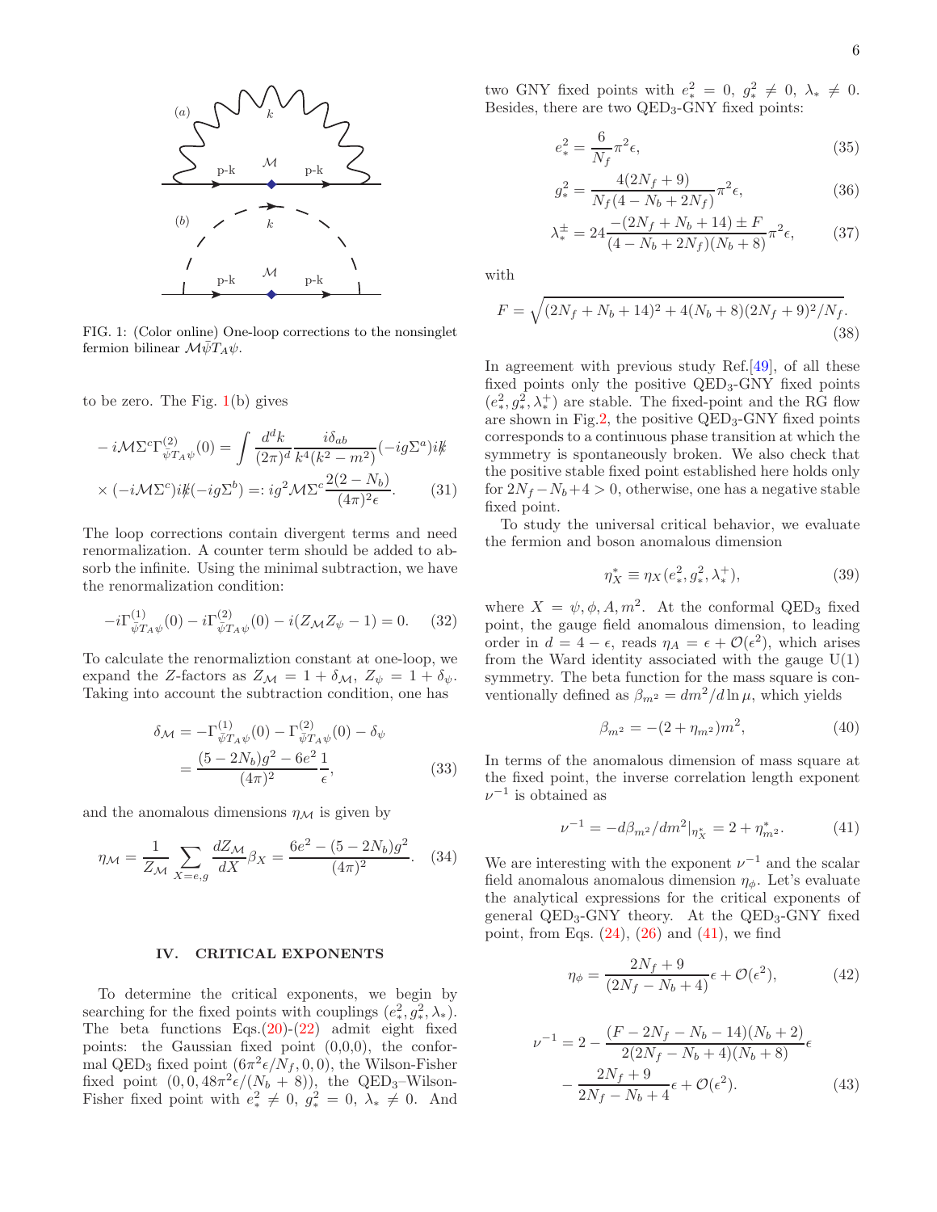FIG. 1: (Color online) One-loop corrections to the nonsinglet fermion bilinear $\mathcal{M}\bar{\psi}T_A\psi$.

to be zero. The Fig. 1(b) gives

$$
\begin{aligned}
&-i\mathcal{M}\Sigma^c\Gamma^{(2)}_{\bar{\psi}T_A\psi}(0) = \int \frac{d^dk}{(2\pi)^d}\frac{i\delta_{ab}}{k^4(k^2-m^2)}(-ig\Sigma^a)i\not{k} \\
&\times(-i\mathcal{M}\Sigma^c)i\not{k}(-ig\Sigma^b) =: ig^2\mathcal{M}\Sigma^c\frac{2(2-N_b)}{(4\pi)^2\epsilon}. \qquad (31)
\end{aligned}
$$

The loop corrections contain divergent terms and need renormalization. A counter term should be added to absorb the infinite. Using the minimal subtraction, we have the renormalization condition:

$$
-i\Gamma^{(1)}_{\bar{\psi}T_A\psi}(0) - i\Gamma^{(2)}_{\bar{\psi}T_A\psi}(0) - i(Z_{\mathcal{M}}Z_\psi - 1) = 0. \qquad (32)
$$

To calculate the renormaliztion constant at one-loop, we expand the $Z$-factors as $Z_{\mathcal{M}} = 1+\delta_{\mathcal{M}}$, $Z_\psi = 1+\delta_\psi$. Taking into account the subtraction condition, one has

$$
\begin{aligned}
\delta_{\mathcal{M}} &= -\Gamma^{(1)}_{\bar{\psi}T_A\psi}(0) - \Gamma^{(2)}_{\bar{\psi}T_A\psi}(0) - \delta_\psi \\
&= \frac{(5-2N_b)g^2 - 6e^2}{(4\pi)^2}\frac{1}{\epsilon}, \qquad (33)
\end{aligned}
$$

and the anomalous dimensions $\eta_{\mathcal{M}}$ is given by

$$
\eta_{\mathcal{M}} = \frac{1}{Z_{\mathcal{M}}}\sum_{X=e,g}\frac{dZ_{\mathcal{M}}}{dX}\beta_X = \frac{6e^2-(5-2N_b)g^2}{(4\pi)^2}. \qquad (34)
$$

## IV. CRITICAL EXPONENTS

To determine the critical exponents, we begin by searching for the fixed points with couplings $(e^2_*, g^2_*, \lambda_*)$. The beta functions Eqs.(20)-(22) admit eight fixed points: the Gaussian fixed point (0,0,0), the conformal QED$_3$ fixed point $(6\pi^2\epsilon/N_f,0,0)$, the Wilson-Fisher fixed point $(0,0,48\pi^2\epsilon/(N_b+8))$, the QED$_3$–Wilson-Fisher fixed point with $e^2_*\neq 0$, $g^2_*=0$, $\lambda_*\neq 0$. And two GNY fixed points with $e^2_*=0$, $g^2_*\neq 0$, $\lambda_*\neq 0$. Besides, there are two QED$_3$-GNY fixed points:

$$
e^2_* = \frac{6}{N_f}\pi^2\epsilon, \qquad (35)
$$

$$
g^2_* = \frac{4(2N_f+9)}{N_f(4-N_b+2N_f)}\pi^2\epsilon, \qquad (36)
$$

$$
\lambda^\pm_* = 24\frac{-(2N_f+N_b+14)\pm F}{(4-N_b+2N_f)(N_b+8)}\pi^2\epsilon, \qquad (37)
$$

with

$$
F = \sqrt{(2N_f+N_b+14)^2 + 4(N_b+8)(2N_f+9)^2/N_f}. \qquad (38)
$$

In agreement with previous study Ref.[49], of all these fixed points only the positive QED$_3$-GNY fixed points $(e^2_*, g^2_*, \lambda^+_*)$ are stable. The fixed-point and the RG flow are shown in Fig.2, the positive QED$_3$-GNY fixed points corresponds to a continuous phase transition at which the symmetry is spontaneously broken. We also check that the positive stable fixed point established here holds only for $2N_f-N_b+4>0$, otherwise, one has a negative stable fixed point.

To study the universal critical behavior, we evaluate the fermion and boson anomalous dimension

$$
\eta^*_X \equiv \eta_X(e^2_*, g^2_*, \lambda^+_*), \qquad (39)
$$

where $X=\psi,\phi,A,m^2$. At the conformal QED$_3$ fixed point, the gauge field anomalous dimension, to leading order in $d=4-\epsilon$, reads $\eta_A = \epsilon + \mathcal{O}(\epsilon^2)$, which arises from the Ward identity associated with the gauge U(1) symmetry. The beta function for the mass square is conventionally defined as $\beta_{m^2} = dm^2/d\ln\mu$, which yields

$$
\beta_{m^2} = -(2+\eta_{m^2})m^2, \qquad (40)
$$

In terms of the anomalous dimension of mass square at the fixed point, the inverse correlation length exponent $\nu^{-1}$ is obtained as

$$
\nu^{-1} = -d\beta_{m^2}/dm^2|_{\eta^*_X} = 2+\eta^*_{m^2}. \qquad (41)
$$

We are interesting with the exponent $\nu^{-1}$ and the scalar field anomalous anomalous dimension $\eta_\phi$. Let's evaluate the analytical expressions for the critical exponents of general QED$_3$-GNY theory. At the QED$_3$-GNY fixed point, from Eqs. (24), (26) and (41), we find

$$
\eta_\phi = \frac{2N_f+9}{(2N_f-N_b+4)}\epsilon + \mathcal{O}(\epsilon^2), \qquad (42)
$$

$$
\begin{aligned}
\nu^{-1} = 2 &- \frac{(F-2N_f-N_b-14)(N_b+2)}{2(2N_f-N_b+4)(N_b+8)}\epsilon \\
&- \frac{2N_f+9}{2N_f-N_b+4}\epsilon + \mathcal{O}(\epsilon^2). \qquad (43)
\end{aligned}
$$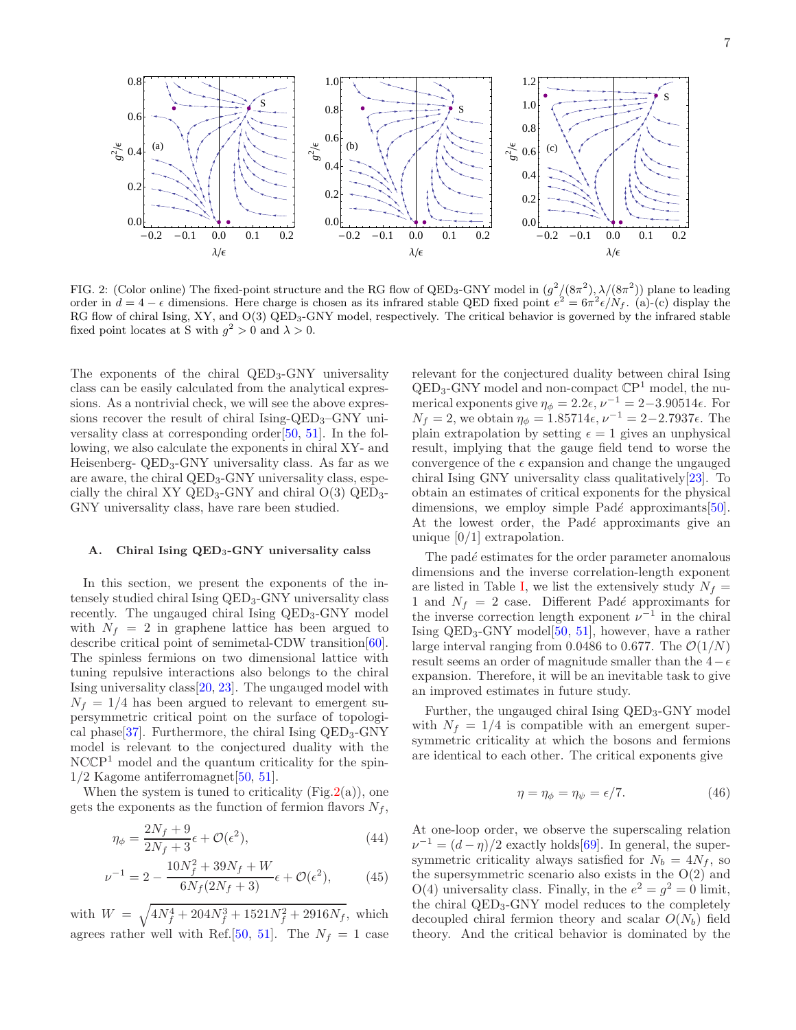FIG. 2: (Color online) The fixed-point structure and the RG flow of QED$_3$-GNY model in $(g^2/(8\pi^2), \lambda/(8\pi^2))$ plane to leading order in $d = 4-\epsilon$ dimensions. Here charge is chosen as its infrared stable QED fixed point $e^2 = 6\pi^2\epsilon/N_f$. (a)-(c) display the RG flow of chiral Ising, XY, and O(3) QED$_3$-GNY model, respectively. The critical behavior is governed by the infrared stable fixed point locates at S with $g^2 > 0$ and $\lambda > 0$.

The exponents of the chiral QED$_3$-GNY universality class can be easily calculated from the analytical expressions. As a nontrivial check, we will see the above expressions recover the result of chiral Ising-QED$_3$–GNY universality class at corresponding order[50, 51]. In the following, we also calculate the exponents in chiral XY- and Heisenberg- QED$_3$-GNY universality class. As far as we are aware, the chiral QED$_3$-GNY universality class, especially the chiral XY QED$_3$-GNY and chiral O(3) QED$_3$-GNY universality class, have rare been studied.

### A. Chiral Ising QED$_3$-GNY universality calss

In this section, we present the exponents of the intensely studied chiral Ising QED$_3$-GNY universality class recently. The ungauged chiral Ising QED$_3$-GNY model with $N_f = 2$ in graphene lattice has been argued to describe critical point of semimetal-CDW transition[60]. The spinless fermions on two dimensional lattice with tuning repulsive interactions also belongs to the chiral Ising universality class[20, 23]. The ungauged model with $N_f = 1/4$ has been argued to relevant to emergent supersymmetric critical point on the surface of topological phase[37]. Furthermore, the chiral Ising QED$_3$-GNY model is relevant to the conjectured duality with the NC$\mathbb{CP}^1$ model and the quantum criticality for the spin-1/2 Kagome antiferromagnet[50, 51].

When the system is tuned to criticality (Fig.2(a)), one gets the exponents as the function of fermion flavors $N_f$,

$$\eta_\phi = \frac{2N_f + 9}{2N_f + 3}\epsilon + \mathcal{O}(\epsilon^2), \tag{44}$$

$$\nu^{-1} = 2 - \frac{10N_f^2 + 39N_f + W}{6N_f(2N_f + 3)}\epsilon + \mathcal{O}(\epsilon^2), \tag{45}$$

with $W = \sqrt{4N_f^4 + 204N_f^3 + 1521N_f^2 + 2916N_f}$, which agrees rather well with Ref.[50, 51]. The $N_f = 1$ case relevant for the conjectured duality between chiral Ising QED$_3$-GNY model and non-compact $\mathbb{CP}^1$ model, the numerical exponents give $\eta_\phi = 2.2\epsilon$, $\nu^{-1} = 2-3.90514\epsilon$. For $N_f = 2$, we obtain $\eta_\phi = 1.85714\epsilon$, $\nu^{-1} = 2-2.7937\epsilon$. The plain extrapolation by setting $\epsilon = 1$ gives an unphysical result, implying that the gauge field tend to worse the convergence of the $\epsilon$ expansion and change the ungauged chiral Ising GNY universality class qualitatively[23]. To obtain an estimates of critical exponents for the physical dimensions, we employ simple Padé approximants[50]. At the lowest order, the Padé approximants give an unique [0/1] extrapolation.

The padé estimates for the order parameter anomalous dimensions and the inverse correlation-length exponent are listed in Table I, we list the extensively study $N_f = 1$ and $N_f = 2$ case. Different Padé approximants for the inverse correction length exponent $\nu^{-1}$ in the chiral Ising QED$_3$-GNY model[50, 51], however, have a rather large interval ranging from 0.0486 to 0.677. The $\mathcal{O}(1/N)$ result seems an order of magnitude smaller than the $4-\epsilon$ expansion. Therefore, it will be an inevitable task to give an improved estimates in future study.

Further, the ungauged chiral Ising QED$_3$-GNY model with $N_f = 1/4$ is compatible with an emergent supersymmetric criticality at which the bosons and fermions are identical to each other. The critical exponents give

$$\eta = \eta_\phi = \eta_\psi = \epsilon/7. \tag{46}$$

At one-loop order, we observe the superscaling relation $\nu^{-1} = (d-\eta)/2$ exactly holds[69]. In general, the supersymmetric criticality always satisfied for $N_b = 4N_f$, so the supersymmetric scenario also exists in the O(2) and O(4) universality class. Finally, in the $e^2 = g^2 = 0$ limit, the chiral QED$_3$-GNY model reduces to the completely decoupled chiral fermion theory and scalar $O(N_b)$ field theory. And the critical behavior is dominated by the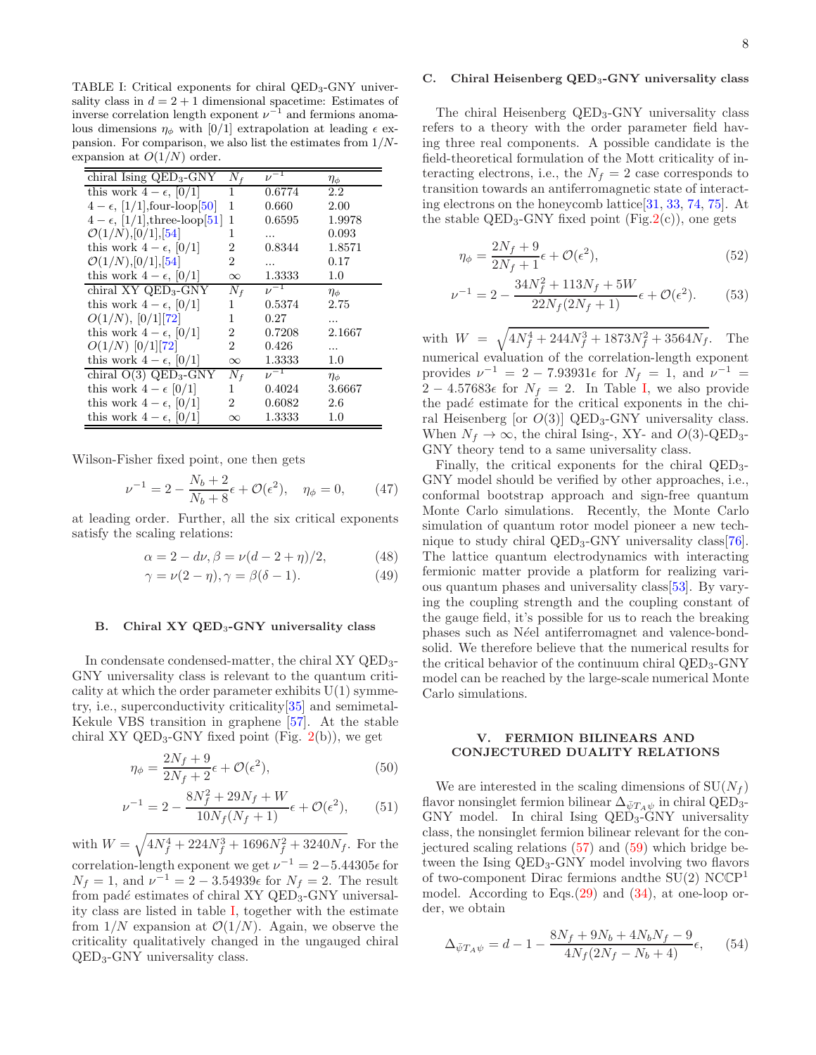TABLE I: Critical exponents for chiral QED$_3$-GNY universality class in $d = 2 + 1$ dimensional spacetime: Estimates of inverse correlation length exponent $\nu^{-1}$ and fermions anomalous dimensions $\eta_\phi$ with [0/1] extrapolation at leading $\epsilon$ expansion. For comparison, we also list the estimates from $1/N$-expansion at $O(1/N)$ order.

| chiral Ising QED$_3$-GNY | $N_f$ | $\nu^{-1}$ | $\eta_\phi$ |
|---|---|---|---|
| this work $4-\epsilon$, [0/1] | 1 | 0.6774 | 2.2 |
| $4-\epsilon$, [1/1],four-loop[50] | 1 | 0.660 | 2.00 |
| $4-\epsilon$, [1/1],three-loop[51] | 1 | 0.6595 | 1.9978 |
| $\mathcal{O}(1/N)$,[0/1],[54] | 1 | ... | 0.093 |
| this work $4-\epsilon$, [0/1] | 2 | 0.8344 | 1.8571 |
| $\mathcal{O}(1/N)$,[0/1],[54] | 2 | ... | 0.17 |
| this work $4-\epsilon$, [0/1] | $\infty$ | 1.3333 | 1.0 |
| chiral XY QED$_3$-GNY | $N_f$ | $\nu^{-1}$ | $\eta_\phi$ |
| this work $4-\epsilon$, [0/1] | 1 | 0.5374 | 2.75 |
| $O(1/N)$, [0/1][72] | 1 | 0.27 | ... |
| this work $4-\epsilon$, [0/1] | 2 | 0.7208 | 2.1667 |
| $O(1/N)$ [0/1][72] | 2 | 0.426 | ... |
| this work $4-\epsilon$, [0/1] | $\infty$ | 1.3333 | 1.0 |
| chiral O(3) QED$_3$-GNY | $N_f$ | $\nu^{-1}$ | $\eta_\phi$ |
| this work $4-\epsilon$ [0/1] | 1 | 0.4024 | 3.6667 |
| this work $4-\epsilon$, [0/1] | 2 | 0.6082 | 2.6 |
| this work $4-\epsilon$, [0/1] | $\infty$ | 1.3333 | 1.0 |

Wilson-Fisher fixed point, one then gets

$$\nu^{-1} = 2 - \frac{N_b+2}{N_b+8}\epsilon + \mathcal{O}(\epsilon^2), \quad \eta_\phi = 0, \tag{47}$$

at leading order. Further, all the six critical exponents satisfy the scaling relations:

$$\alpha = 2 - d\nu, \beta = \nu(d-2+\eta)/2, \tag{48}$$

$$\gamma = \nu(2-\eta), \gamma = \beta(\delta - 1). \tag{49}$$

### B. Chiral XY QED$_3$-GNY universality class

In condensate condensed-matter, the chiral XY QED$_3$-GNY universality class is relevant to the quantum criticality at which the order parameter exhibits U(1) symmetry, i.e., superconductivity criticality[35] and semimetal-Kekule VBS transition in graphene [57]. At the stable chiral XY QED$_3$-GNY fixed point (Fig. 2(b)), we get

$$\eta_\phi = \frac{2N_f+9}{2N_f+2}\epsilon + \mathcal{O}(\epsilon^2), \tag{50}$$

$$\nu^{-1} = 2 - \frac{8N_f^2 + 29N_f + W}{10N_f(N_f+1)}\epsilon + \mathcal{O}(\epsilon^2), \tag{51}$$

with $W = \sqrt{4N_f^4 + 224N_f^3 + 1696N_f^2 + 3240N_f}$. For the correlation-length exponent we get $\nu^{-1} = 2 - 5.44305\epsilon$ for $N_f = 1$, and $\nu^{-1} = 2 - 3.54939\epsilon$ for $N_f = 2$. The result from padé estimates of chiral XY QED$_3$-GNY universality class are listed in table I, together with the estimate from $1/N$ expansion at $\mathcal{O}(1/N)$. Again, we observe the criticality qualitatively changed in the ungauged chiral QED$_3$-GNY universality class.

### C. Chiral Heisenberg QED$_3$-GNY universality class

The chiral Heisenberg QED$_3$-GNY universality class refers to a theory with the order parameter field having three real components. A possible candidate is the field-theoretical formulation of the Mott criticality of interacting electrons, i.e., the $N_f = 2$ case corresponds to transition towards an antiferromagnetic state of interacting electrons on the honeycomb lattice[31, 33, 74, 75]. At the stable QED$_3$-GNY fixed point (Fig.2(c)), one gets

$$\eta_\phi = \frac{2N_f+9}{2N_f+1}\epsilon + \mathcal{O}(\epsilon^2), \tag{52}$$

$$\nu^{-1} = 2 - \frac{34N_f^2 + 113N_f + 5W}{22N_f(2N_f+1)}\epsilon + \mathcal{O}(\epsilon^2). \tag{53}$$

with $W = \sqrt{4N_f^4 + 244N_f^3 + 1873N_f^2 + 3564N_f}$. The numerical evaluation of the correlation-length exponent provides $\nu^{-1} = 2 - 7.93931\epsilon$ for $N_f = 1$, and $\nu^{-1} = 2 - 4.57683\epsilon$ for $N_f = 2$. In Table I, we also provide the padé estimate for the critical exponents in the chiral Heisenberg [or $O(3)$] QED$_3$-GNY universality class. When $N_f \to \infty$, the chiral Ising-, XY- and $O(3)$-QED$_3$-GNY theory tend to a same universality class.

Finally, the critical exponents for the chiral QED$_3$-GNY model should be verified by other approaches, i.e., conformal bootstrap approach and sign-free quantum Monte Carlo simulations. Recently, the Monte Carlo simulation of quantum rotor model pioneer a new technique to study chiral QED$_3$-GNY universality class[76]. The lattice quantum electrodynamics with interacting fermionic matter provide a platform for realizing various quantum phases and universality class[53]. By varying the coupling strength and the coupling constant of the gauge field, it's possible for us to reach the breaking phases such as Néel antiferromagnet and valence-bond-solid. We therefore believe that the numerical results for the critical behavior of the continuum chiral QED$_3$-GNY model can be reached by the large-scale numerical Monte Carlo simulations.

## V. FERMION BILINEARS AND CONJECTURED DUALITY RELATIONS

We are interested in the scaling dimensions of SU($N_f$) flavor nonsinglet fermion bilinear $\Delta_{\bar\psi T_A \psi}$ in chiral QED$_3$-GNY model. In chiral Ising QED$_3$-GNY universality class, the nonsinglet fermion bilinear relevant for the conjectured scaling relations (57) and (59) which bridge between the Ising QED$_3$-GNY model involving two flavors of two-component Dirac fermions andthe SU(2) NC$\mathbb{CP}^1$ model. According to Eqs.(29) and (34), at one-loop order, we obtain

$$\Delta_{\bar\psi T_A \psi} = d - 1 - \frac{8N_f + 9N_b + 4N_bN_f - 9}{4N_f(2N_f - N_b + 4)}\epsilon, \tag{54}$$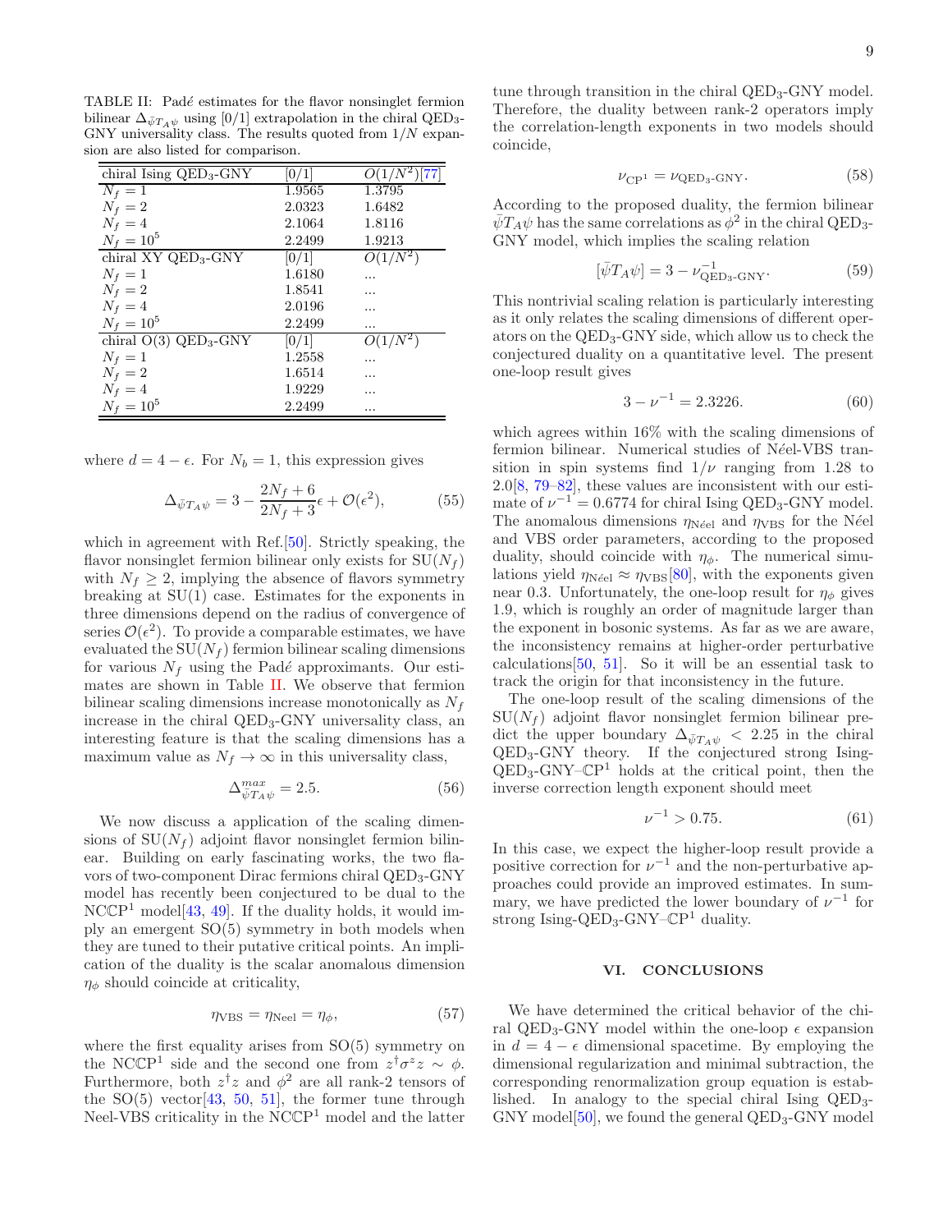TABLE II: Padé estimates for the flavor nonsinglet fermion bilinear $\Delta_{\bar{\psi}T_A\psi}$ using [0/1] extrapolation in the chiral QED$_3$-GNY universality class. The results quoted from $1/N$ expansion are also listed for comparison.

| chiral Ising QED$_3$-GNY | [0/1] | $O(1/N^2)$[77] |
|---|---|---|
| $N_f = 1$ | 1.9565 | 1.3795 |
| $N_f = 2$ | 2.0323 | 1.6482 |
| $N_f = 4$ | 2.1064 | 1.8116 |
| $N_f = 10^5$ | 2.2499 | 1.9213 |
| chiral XY QED$_3$-GNY | [0/1] | $O(1/N^2)$ |
| $N_f = 1$ | 1.6180 | ... |
| $N_f = 2$ | 1.8541 | ... |
| $N_f = 4$ | 2.0196 | ... |
| $N_f = 10^5$ | 2.2499 | ... |
| chiral O(3) QED$_3$-GNY | [0/1] | $O(1/N^2)$ |
| $N_f = 1$ | 1.2558 | ... |
| $N_f = 2$ | 1.6514 | ... |
| $N_f = 4$ | 1.9229 | ... |
| $N_f = 10^5$ | 2.2499 | ... |

where $d = 4 - \epsilon$. For $N_b = 1$, this expression gives

$$\Delta_{\bar{\psi}T_A\psi} = 3 - \frac{2N_f + 6}{2N_f + 3}\epsilon + \mathcal{O}(\epsilon^2), \tag{55}$$

which in agreement with Ref.[50]. Strictly speaking, the flavor nonsinglet fermion bilinear only exists for SU($N_f$) with $N_f \geq 2$, implying the absence of flavors symmetry breaking at SU(1) case. Estimates for the exponents in three dimensions depend on the radius of convergence of series $\mathcal{O}(\epsilon^2)$. To provide a comparable estimates, we have evaluated the SU($N_f$) fermion bilinear scaling dimensions for various $N_f$ using the Padé approximants. Our estimates are shown in Table II. We observe that fermion bilinear scaling dimensions increase monotonically as $N_f$ increase in the chiral QED$_3$-GNY universality class, an interesting feature is that the scaling dimensions has a maximum value as $N_f \to \infty$ in this universality class,

$$\Delta^{max}_{\bar{\psi}T_A\psi} = 2.5. \tag{56}$$

We now discuss a application of the scaling dimensions of SU($N_f$) adjoint flavor nonsinglet fermion bilinear. Building on early fascinating works, the two flavors of two-component Dirac fermions chiral QED$_3$-GNY model has recently been conjectured to be dual to the NC$\mathbb{CP}^1$ model[43, 49]. If the duality holds, it would imply an emergent SO(5) symmetry in both models when they are tuned to their putative critical points. An implication of the duality is the scalar anomalous dimension $\eta_\phi$ should coincide at criticality,

$$\eta_{\rm VBS} = \eta_{\rm Neel} = \eta_\phi, \tag{57}$$

where the first equality arises from SO(5) symmetry on the NC$\mathbb{CP}^1$ side and the second one from $z^\dagger\sigma^z z \sim \phi$. Furthermore, both $z^\dagger z$ and $\phi^2$ are all rank-2 tensors of the SO(5) vector[43, 50, 51], the former tune through Neel-VBS criticality in the NC$\mathbb{CP}^1$ model and the latter tune through transition in the chiral QED$_3$-GNY model. Therefore, the duality between rank-2 operators imply the correlation-length exponents in two models should coincide,

$$\nu_{\mathbb{CP}^1} = \nu_{\rm QED_3\text{-}GNY}. \tag{58}$$

According to the proposed duality, the fermion bilinear $\bar{\psi}T_A\psi$ has the same correlations as $\phi^2$ in the chiral QED$_3$-GNY model, which implies the scaling relation

$$[\bar{\psi}T_A\psi] = 3 - \nu^{-1}_{\rm QED_3\text{-}GNY}. \tag{59}$$

This nontrivial scaling relation is particularly interesting as it only relates the scaling dimensions of different operators on the QED$_3$-GNY side, which allow us to check the conjectured duality on a quantitative level. The present one-loop result gives

$$3 - \nu^{-1} = 2.3226. \tag{60}$$

which agrees within 16% with the scaling dimensions of fermion bilinear. Numerical studies of Néel-VBS transition in spin systems find $1/\nu$ ranging from 1.28 to 2.0[8, 79–82], these values are inconsistent with our estimate of $\nu^{-1} = 0.6774$ for chiral Ising QED$_3$-GNY model. The anomalous dimensions $\eta_{\rm N\acute{e}el}$ and $\eta_{\rm VBS}$ for the Néel and VBS order parameters, according to the proposed duality, should coincide with $\eta_\phi$. The numerical simulations yield $\eta_{\rm N\acute{e}el} \approx \eta_{\rm VBS}$[80], with the exponents given near 0.3. Unfortunately, the one-loop result for $\eta_\phi$ gives 1.9, which is roughly an order of magnitude larger than the exponent in bosonic systems. As far as we are aware, the inconsistency remains at higher-order perturbative calculations[50, 51]. So it will be an essential task to track the origin for that inconsistency in the future.

The one-loop result of the scaling dimensions of the SU($N_f$) adjoint flavor nonsinglet fermion bilinear predict the upper boundary $\Delta_{\bar{\psi}T_A\psi} < 2.25$ in the chiral QED$_3$-GNY theory. If the conjectured strong Ising-QED$_3$-GNY–$\mathbb{CP}^1$ holds at the critical point, then the inverse correction length exponent should meet

$$\nu^{-1} > 0.75. \tag{61}$$

In this case, we expect the higher-loop result provide a positive correction for $\nu^{-1}$ and the non-perturbative approaches could provide an improved estimates. In summary, we have predicted the lower boundary of $\nu^{-1}$ for strong Ising-QED$_3$-GNY–$\mathbb{CP}^1$ duality.

## VI. CONCLUSIONS

We have determined the critical behavior of the chiral QED$_3$-GNY model within the one-loop $\epsilon$ expansion in $d = 4 - \epsilon$ dimensional spacetime. By employing the dimensional regularization and minimal subtraction, the corresponding renormalization group equation is established. In analogy to the special chiral Ising QED$_3$-GNY model[50], we found the general QED$_3$-GNY model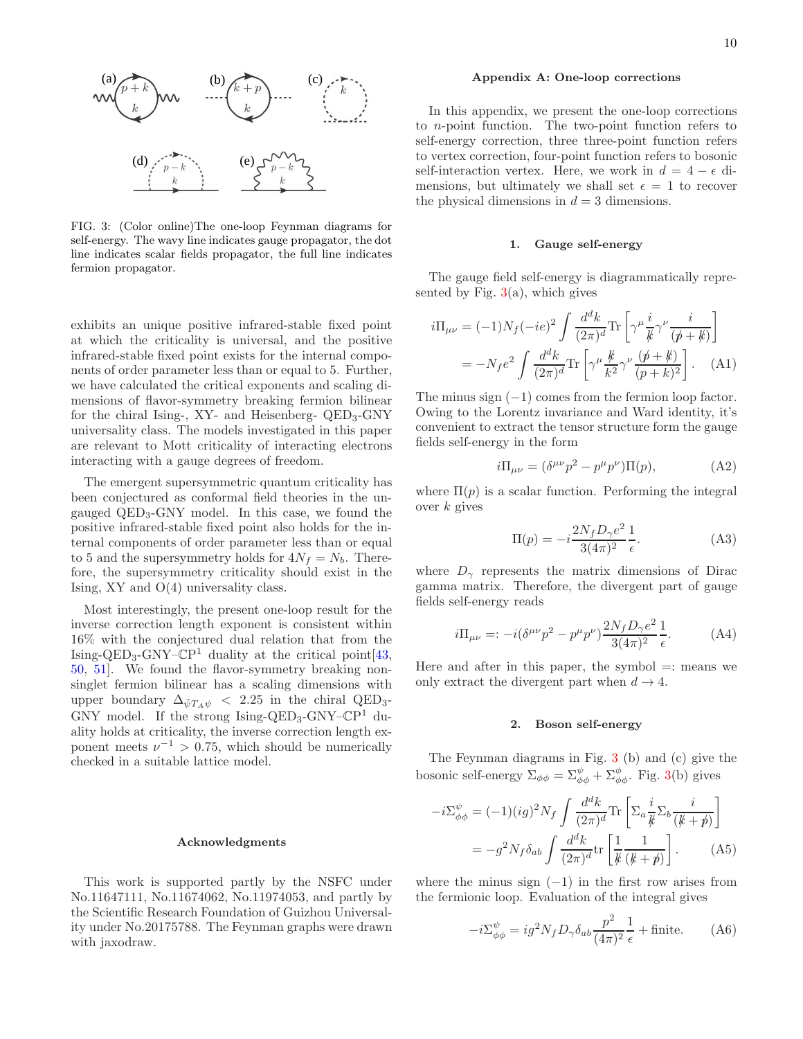FIG. 3: (Color online)The one-loop Feynman diagrams for self-energy. The wavy line indicates gauge propagator, the dot line indicates scalar fields propagator, the full line indicates fermion propagator.

exhibits an unique positive infrared-stable fixed point at which the criticality is universal, and the positive infrared-stable fixed point exists for the internal components of order parameter less than or equal to 5. Further, we have calculated the critical exponents and scaling dimensions of flavor-symmetry breaking fermion bilinear for the chiral Ising-, XY- and Heisenberg- QED$_3$-GNY universality class. The models investigated in this paper are relevant to Mott criticality of interacting electrons interacting with a gauge degrees of freedom.

The emergent supersymmetric quantum criticality has been conjectured as conformal field theories in the ungauged QED$_3$-GNY model. In this case, we found the positive infrared-stable fixed point also holds for the internal components of order parameter less than or equal to 5 and the supersymmetry holds for $4N_f = N_b$. Therefore, the supersymmetry criticality should exist in the Ising, XY and O(4) universality class.

Most interestingly, the present one-loop result for the inverse correction length exponent is consistent within 16% with the conjectured dual relation that from the Ising-QED$_3$-GNY–$\mathbb{CP}^1$ duality at the critical point[43, 50, 51]. We found the flavor-symmetry breaking nonsinglet fermion bilinear has a scaling dimensions with upper boundary $\Delta_{\bar{\psi}T_A\psi} < 2.25$ in the chiral QED$_3$-GNY model. If the strong Ising-QED$_3$-GNY–$\mathbb{CP}^1$ duality holds at criticality, the inverse correction length exponent meets $\nu^{-1} > 0.75$, which should be numerically checked in a suitable lattice model.

### Acknowledgments

This work is supported partly by the NSFC under No.11647111, No.11674062, No.11974053, and partly by the Scientific Research Foundation of Guizhou Universality under No.20175788. The Feynman graphs were drawn with jaxodraw.

### Appendix A: One-loop corrections

In this appendix, we present the one-loop corrections to $n$-point function. The two-point function refers to self-energy correction, three three-point function refers to vertex correction, four-point function refers to bosonic self-interaction vertex. Here, we work in $d = 4 - \epsilon$ dimensions, but ultimately we shall set $\epsilon = 1$ to recover the physical dimensions in $d = 3$ dimensions.

#### 1. Gauge self-energy

The gauge field self-energy is diagrammatically represented by Fig. 3(a), which gives

$$
\begin{aligned}
i\Pi_{\mu\nu} &= (-1)N_f(-ie)^2 \int \frac{d^dk}{(2\pi)^d} \mathrm{Tr}\left[\gamma^\mu \frac{i}{\not{k}} \gamma^\nu \frac{i}{(\not{p}+\not{k})}\right] \\
&= -N_f e^2 \int \frac{d^dk}{(2\pi)^d} \mathrm{Tr}\left[\gamma^\mu \frac{\not{k}}{k^2} \gamma^\nu \frac{(\not{p}+\not{k})}{(p+k)^2}\right]. \quad \text{(A1)}
\end{aligned}
$$

The minus sign $(-1)$ comes from the fermion loop factor. Owing to the Lorentz invariance and Ward identity, it's convenient to extract the tensor structure form the gauge fields self-energy in the form

$$
i\Pi_{\mu\nu} = (\delta^{\mu\nu}p^2 - p^\mu p^\nu)\Pi(p), \quad \text{(A2)}
$$

where $\Pi(p)$ is a scalar function. Performing the integral over $k$ gives

$$
\Pi(p) = -i\frac{2N_f D_\gamma e^2}{3(4\pi)^2}\frac{1}{\epsilon}. \quad \text{(A3)}
$$

where $D_\gamma$ represents the matrix dimensions of Dirac gamma matrix. Therefore, the divergent part of gauge fields self-energy reads

$$
i\Pi_{\mu\nu} =: -i(\delta^{\mu\nu}p^2 - p^\mu p^\nu)\frac{2N_f D_\gamma e^2}{3(4\pi)^2}\frac{1}{\epsilon}. \quad \text{(A4)}
$$

Here and after in this paper, the symbol =: means we only extract the divergent part when $d \to 4$.

#### 2. Boson self-energy

The Feynman diagrams in Fig. 3 (b) and (c) give the bosonic self-energy $\Sigma_{\phi\phi} = \Sigma^\psi_{\phi\phi} + \Sigma^\phi_{\phi\phi}$. Fig. 3(b) gives

$$
\begin{aligned}
-i\Sigma^\psi_{\phi\phi} &= (-1)(ig)^2 N_f \int \frac{d^dk}{(2\pi)^d} \mathrm{Tr}\left[\Sigma_a \frac{i}{\not{k}} \Sigma_b \frac{i}{(\not{k}+\not{p})}\right] \\
&= -g^2 N_f \delta_{ab} \int \frac{d^dk}{(2\pi)^d} \mathrm{tr}\left[\frac{1}{\not{k}} \frac{1}{(\not{k}+\not{p})}\right]. \quad \text{(A5)}
\end{aligned}
$$

where the minus sign $(-1)$ in the first row arises from the fermionic loop. Evaluation of the integral gives

$$
-i\Sigma^\psi_{\phi\phi} = ig^2 N_f D_\gamma \delta_{ab} \frac{p^2}{(4\pi)^2}\frac{1}{\epsilon} + \text{finite}. \quad \text{(A6)}
$$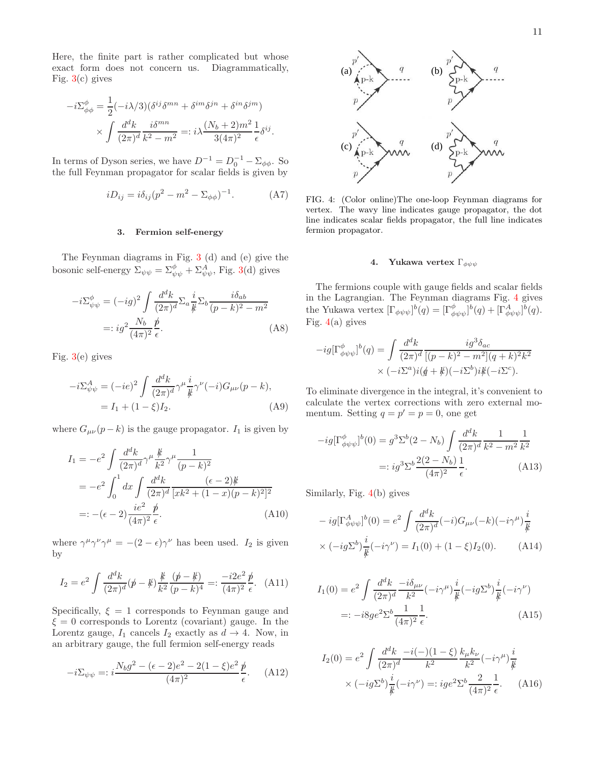Here, the finite part is rather complicated but whose exact form does not concern us. Diagrammatically, Fig. 3(c) gives

$$
\begin{aligned}
-i\Sigma^{\phi}_{\phi\phi} &= \frac{1}{2}(-i\lambda/3)(\delta^{ij}\delta^{mn}+\delta^{im}\delta^{jn}+\delta^{in}\delta^{jm}) \\
&\times \int \frac{d^dk}{(2\pi)^d}\frac{i\delta^{mn}}{k^2-m^2} =: i\lambda \frac{(N_b+2)m^2}{3(4\pi)^2}\frac{1}{\epsilon}\delta^{ij}.
\end{aligned}
$$

In terms of Dyson series, we have $D^{-1}=D_0^{-1}-\Sigma_{\phi\phi}$. So the full Feynman propagator for scalar fields is given by

$$
iD_{ij} = i\delta_{ij}(p^2-m^2-\Sigma_{\phi\phi})^{-1}. \tag{A7}
$$

### 3. Fermion self-energy

The Feynman diagrams in Fig. 3 (d) and (e) give the bosonic self-energy $\Sigma_{\psi\psi}=\Sigma^{\phi}_{\psi\psi}+\Sigma^{A}_{\psi\psi}$, Fig. 3(d) gives

$$
\begin{aligned}
-i\Sigma^{\phi}_{\psi\psi} &= (-ig)^2\int\frac{d^dk}{(2\pi)^d}\Sigma_a\frac{i}{\not k}\Sigma_b\frac{i\delta_{ab}}{(p-k)^2-m^2} \\
&=: ig^2\frac{N_b}{(4\pi)^2}\frac{\not p}{\epsilon}.
\end{aligned} \tag{A8}
$$

Fig. 3(e) gives

$$
\begin{aligned}
-i\Sigma^{A}_{\psi\psi} &= (-ie)^2\int\frac{d^dk}{(2\pi)^d}\gamma^\mu\frac{i}{\not k}\gamma^\nu(-i)G_{\mu\nu}(p-k), \\
&= I_1+(1-\xi)I_2.
\end{aligned} \tag{A9}
$$

where $G_{\mu\nu}(p-k)$ is the gauge propagator. $I_1$ is given by

$$
\begin{aligned}
I_1 &= -e^2\int\frac{d^dk}{(2\pi)^d}\gamma^\mu\frac{\not k}{k^2}\gamma^\mu\frac{1}{(p-k)^2} \\
&= -e^2\int_0^1 dx\int\frac{d^dk}{(2\pi)^d}\frac{(\epsilon-2)\not k}{[xk^2+(1-x)(p-k)^2]^2} \\
&=: -(\epsilon-2)\frac{ie^2}{(4\pi)^2}\frac{\not p}{\epsilon}.
\end{aligned} \tag{A10}
$$

where $\gamma^\mu\gamma^\nu\gamma^\mu=-(2-\epsilon)\gamma^\nu$ has been used. $I_2$ is given by

$$
I_2 = e^2\int\frac{d^dk}{(2\pi)^d}(\not p-\not k)\frac{\not k}{k^2}\frac{(\not p-\not k)}{(p-k)^4} =: \frac{-i2e^2}{(4\pi)^2}\frac{\not p}{\epsilon}. \tag{A11}
$$

Specifically, $\xi=1$ corresponds to Feynman gauge and $\xi=0$ corresponds to Lorentz (covariant) gauge. In the Lorentz gauge, $I_1$ cancels $I_2$ exactly as $d\to 4$. Now, in an arbitrary gauge, the full fermion self-energy reads

$$
-i\Sigma_{\psi\psi} =: i\frac{N_bg^2-(\epsilon-2)e^2-2(1-\xi)e^2}{(4\pi)^2}\frac{\not p}{\epsilon}. \tag{A12}
$$

FIG. 4: (Color online)The one-loop Feynman diagrams for vertex. The wavy line indicates gauge propagator, the dot line indicates scalar fields propagator, the full line indicates fermion propagator.

### 4. Yukawa vertex $\Gamma_{\phi\psi\psi}$

The fermions couple with gauge fields and scalar fields in the Lagrangian. The Feynman diagrams Fig. 4 gives the Yukawa vertex $[\Gamma_{\phi\psi\psi}]^b(q)=[\Gamma^{\phi}_{\phi\psi\psi}]^b(q)+[\Gamma^{A}_{\phi\psi\psi}]^b(q)$. Fig. 4(a) gives

$$
\begin{aligned}
-ig[\Gamma^{\phi}_{\phi\psi\psi}]^b(q) &= \int\frac{d^dk}{(2\pi)^d}\frac{ig^3\delta_{ac}}{[(p-k)^2-m^2](q+k)^2k^2} \\
&\times(-i\Sigma^a)i(\not q+\not k)(-i\Sigma^b)i\not k(-i\Sigma^c).
\end{aligned}
$$

To eliminate divergence in the integral, it's convenient to calculate the vertex corrections with zero external momentum. Setting $q=p'=p=0$, one get

$$
\begin{aligned}
-ig[\Gamma^{\phi}_{\phi\psi\psi}]^b(0) &= g^3\Sigma^b(2-N_b)\int\frac{d^dk}{(2\pi)^d}\frac{1}{k^2-m^2}\frac{1}{k^2} \\
&=: ig^3\Sigma^b\frac{2(2-N_b)}{(4\pi)^2}\frac{1}{\epsilon}.
\end{aligned} \tag{A13}
$$

Similarly, Fig. 4(b) gives

$$
\begin{aligned}
&-ig[\Gamma^{A}_{\phi\psi\psi}]^b(0) = e^2\int\frac{d^dk}{(2\pi)^d}(-i)G_{\mu\nu}(-k)(-i\gamma^\mu)\frac{i}{\not k} \\
&\times(-ig\Sigma^b)\frac{i}{\not k}(-i\gamma^\nu) = I_1(0)+(1-\xi)I_2(0).
\end{aligned} \tag{A14}
$$

$$
\begin{aligned}
I_1(0) &= e^2\int\frac{d^dk}{(2\pi)^d}\frac{-i\delta_{\mu\nu}}{k^2}(-i\gamma^\mu)\frac{i}{\not k}(-ig\Sigma^b)\frac{i}{\not k}(-i\gamma^\nu) \\
&=: -i8ge^2\Sigma^b\frac{1}{(4\pi)^2}\frac{1}{\epsilon}.
\end{aligned} \tag{A15}
$$

$$
\begin{aligned}
I_2(0) &= e^2\int\frac{d^dk}{(2\pi)^d}\frac{-i(-)(1-\xi)}{k^2}\frac{k_\mu k_\nu}{k^2}(-i\gamma^\mu)\frac{i}{\not k} \\
&\times(-ig\Sigma^b)\frac{i}{\not k}(-i\gamma^\nu) =: ige^2\Sigma^b\frac{2}{(4\pi)^2}\frac{1}{\epsilon}.
\end{aligned} \tag{A16}
$$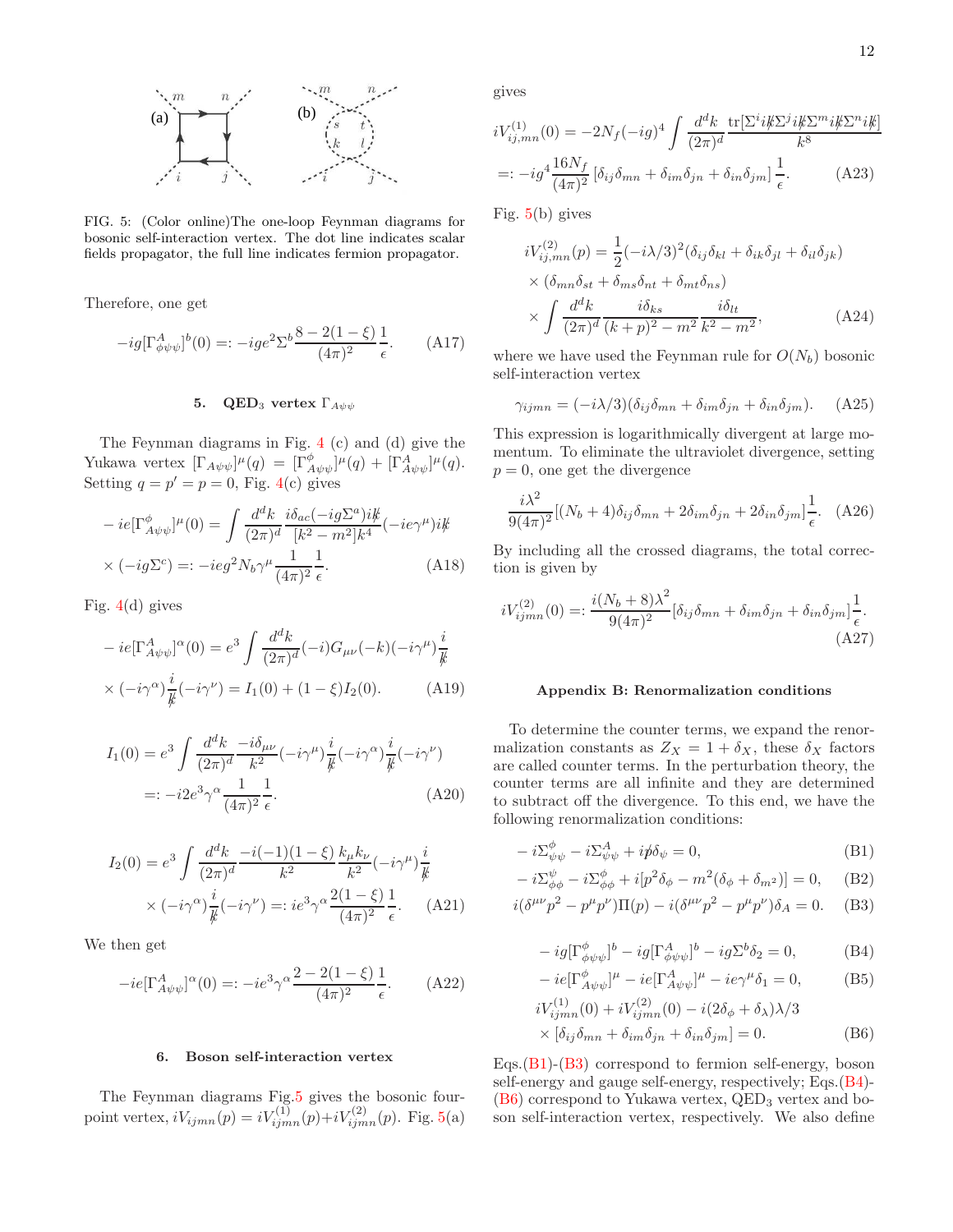FIG. 5: (Color online)The one-loop Feynman diagrams for bosonic self-interaction vertex. The dot line indicates scalar fields propagator, the full line indicates fermion propagator.

Therefore, one get

$$-ig[\Gamma^{A}_{\phi\psi\psi}]^b(0) =: -ige^2\Sigma^b \frac{8-2(1-\xi)}{(4\pi)^2}\frac{1}{\epsilon}. \tag{A17}$$

### 5. QED$_3$ vertex $\Gamma_{A\psi\psi}$

The Feynman diagrams in Fig. 4 (c) and (d) give the Yukawa vertex $[\Gamma_{A\psi\psi}]^\mu(q) = [\Gamma^{\phi}_{A\psi\psi}]^\mu(q) + [\Gamma^{A}_{A\psi\psi}]^\mu(q)$. Setting $q = p' = p = 0$, Fig. 4(c) gives

$$-ie[\Gamma^{\phi}_{A\psi\psi}]^\mu(0) = \int \frac{d^dk}{(2\pi)^d}\frac{i\delta_{ac}(-ig\Sigma^a)i\not{k}}{[k^2-m^2]k^4}(-ie\gamma^\mu)i\not{k} \times(-ig\Sigma^c) =: -ieg^2N_b\gamma^\mu\frac{1}{(4\pi)^2}\frac{1}{\epsilon}. \tag{A18}$$

Fig. 4(d) gives

$$-ie[\Gamma^{A}_{A\psi\psi}]^\alpha(0) = e^3\int\frac{d^dk}{(2\pi)^d}(-i)G_{\mu\nu}(-k)(-i\gamma^\mu)\frac{i}{\not{k}} \times(-i\gamma^\alpha)\frac{i}{\not{k}}(-i\gamma^\nu) = I_1(0) + (1-\xi)I_2(0). \tag{A19}$$

$$I_1(0) = e^3\int\frac{d^dk}{(2\pi)^d}\frac{-i\delta_{\mu\nu}}{k^2}(-i\gamma^\mu)\frac{i}{\not{k}}(-i\gamma^\alpha)\frac{i}{\not{k}}(-i\gamma^\nu) =: -i2e^3\gamma^\alpha\frac{1}{(4\pi)^2}\frac{1}{\epsilon}. \tag{A20}$$

$$I_2(0) = e^3\int\frac{d^dk}{(2\pi)^d}\frac{-i(-1)(1-\xi)}{k^2}\frac{k_\mu k_\nu}{k^2}(-i\gamma^\mu)\frac{i}{\not{k}} \times(-i\gamma^\alpha)\frac{i}{\not{k}}(-i\gamma^\nu) =: ie^3\gamma^\alpha\frac{2(1-\xi)}{(4\pi)^2}\frac{1}{\epsilon}. \tag{A21}$$

We then get

$$-ie[\Gamma^{A}_{A\psi\psi}]^\alpha(0) =: -ie^3\gamma^\alpha\frac{2-2(1-\xi)}{(4\pi)^2}\frac{1}{\epsilon}. \tag{A22}$$

### 6. Boson self-interaction vertex

The Feynman diagrams Fig.5 gives the bosonic four-point vertex, $iV_{ijmn}(p) = iV^{(1)}_{ijmn}(p) + iV^{(2)}_{ijmn}(p)$. Fig. 5(a) gives

$$iV^{(1)}_{ij,mn}(0) = -2N_f(-ig)^4\int\frac{d^dk}{(2\pi)^d}\frac{\mathrm{tr}[\Sigma^i i\not{k}\Sigma^j i\not{k}\Sigma^m i\not{k}\Sigma^n i\not{k}]}{k^8} =: -ig^4\frac{16N_f}{(4\pi)^2}[\delta_{ij}\delta_{mn}+\delta_{im}\delta_{jn}+\delta_{in}\delta_{jm}]\frac{1}{\epsilon}. \tag{A23}$$

Fig. 5(b) gives

$$iV^{(2)}_{ij,mn}(p) = \frac{1}{2}(-i\lambda/3)^2(\delta_{ij}\delta_{kl}+\delta_{ik}\delta_{jl}+\delta_{il}\delta_{jk}) \times(\delta_{mn}\delta_{st}+\delta_{ms}\delta_{nt}+\delta_{mt}\delta_{ns}) \times\int\frac{d^dk}{(2\pi)^d}\frac{i\delta_{ks}}{(k+p)^2-m^2}\frac{i\delta_{lt}}{k^2-m^2}, \tag{A24}$$

where we have used the Feynman rule for $O(N_b)$ bosonic self-interaction vertex

$$\gamma_{ijmn} = (-i\lambda/3)(\delta_{ij}\delta_{mn}+\delta_{im}\delta_{jn}+\delta_{in}\delta_{jm}). \tag{A25}$$

This expression is logarithmically divergent at large momentum. To eliminate the ultraviolet divergence, setting $p = 0$, one get the divergence

$$\frac{i\lambda^2}{9(4\pi)^2}[(N_b+4)\delta_{ij}\delta_{mn}+2\delta_{im}\delta_{jn}+2\delta_{in}\delta_{jm}]\frac{1}{\epsilon}. \tag{A26}$$

By including all the crossed diagrams, the total correction is given by

$$iV^{(2)}_{ijmn}(0) =: \frac{i(N_b+8)\lambda^2}{9(4\pi)^2}[\delta_{ij}\delta_{mn}+\delta_{im}\delta_{jn}+\delta_{in}\delta_{jm}]\frac{1}{\epsilon}. \tag{A27}$$

## Appendix B: Renormalization conditions

To determine the counter terms, we expand the renormalization constants as $Z_X = 1 + \delta_X$, these $\delta_X$ factors are called counter terms. In the perturbation theory, the counter terms are all infinite and they are determined to subtract off the divergence. To this end, we have the following renormalization conditions:

$$-i\Sigma^{\phi}_{\psi\psi} - i\Sigma^{A}_{\psi\psi} + i\not{p}\delta_\psi = 0, \tag{B1}$$

$$-i\Sigma^{\psi}_{\phi\phi} - i\Sigma^{\phi}_{\phi\phi} + i[p^2\delta_\phi - m^2(\delta_\phi+\delta_{m^2})] = 0, \tag{B2}$$

$$i(\delta^{\mu\nu}p^2 - p^\mu p^\nu)\Pi(p) - i(\delta^{\mu\nu}p^2 - p^\mu p^\nu)\delta_A = 0. \tag{B3}$$

$$-ig[\Gamma^{\phi}_{\phi\psi\psi}]^b - ig[\Gamma^{A}_{\phi\psi\psi}]^b - ig\Sigma^b\delta_2 = 0, \tag{B4}$$

$$-ie[\Gamma^{\phi}_{A\psi\psi}]^\mu - ie[\Gamma^{A}_{A\psi\psi}]^\mu - ie\gamma^\mu\delta_1 = 0, \tag{B5}$$

$$iV^{(1)}_{ijmn}(0) + iV^{(2)}_{ijmn}(0) - i(2\delta_\phi+\delta_\lambda)\lambda/3 \times[\delta_{ij}\delta_{mn}+\delta_{im}\delta_{jn}+\delta_{in}\delta_{jm}] = 0. \tag{B6}$$

Eqs.(B1)-(B3) correspond to fermion self-energy, boson self-energy and gauge self-energy, respectively; Eqs.(B4)-(B6) correspond to Yukawa vertex, QED$_3$ vertex and boson self-interaction vertex, respectively. We also define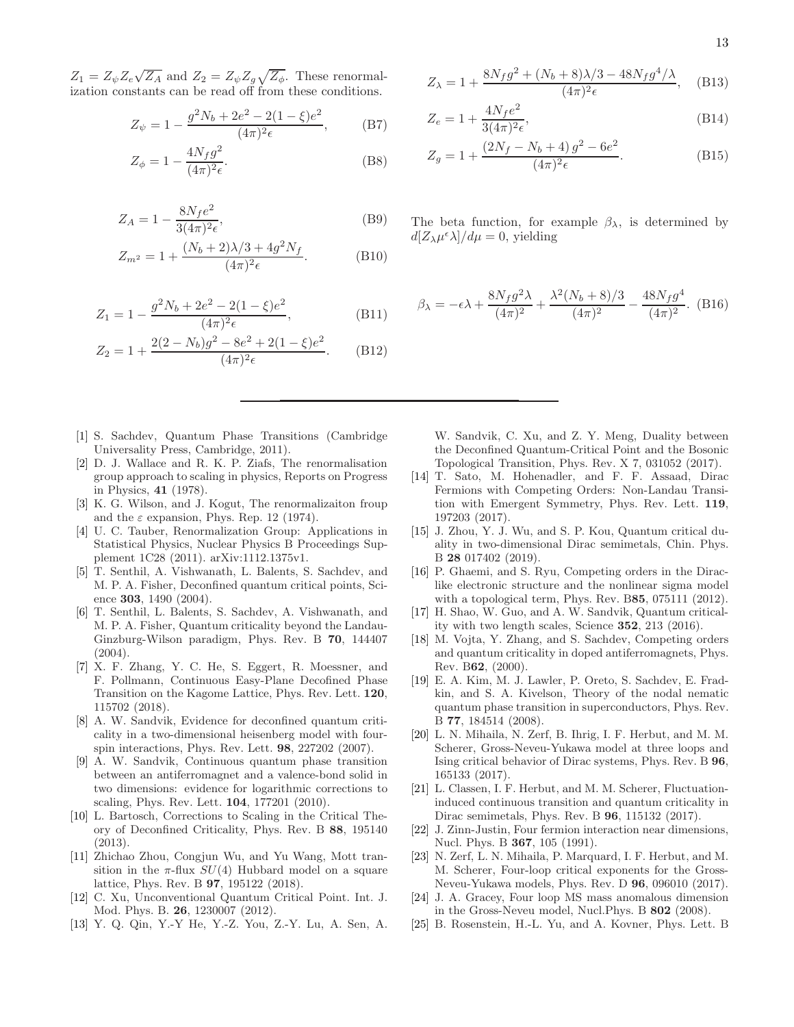$Z_1 = Z_\psi Z_e \sqrt{Z_A}$ and $Z_2 = Z_\psi Z_g \sqrt{Z_\phi}$. These renormalization constants can be read off from these conditions.

$$Z_\psi = 1 - \frac{g^2 N_b + 2e^2 - 2(1-\xi)e^2}{(4\pi)^2\epsilon}, \quad \text{(B7)}$$

$$Z_\phi = 1 - \frac{4N_f g^2}{(4\pi)^2\epsilon}. \quad \text{(B8)}$$

$$Z_A = 1 - \frac{8N_f e^2}{3(4\pi)^2\epsilon}, \quad \text{(B9)}$$

$$Z_{m^2} = 1 + \frac{(N_b+2)\lambda/3 + 4g^2 N_f}{(4\pi)^2\epsilon}. \quad \text{(B10)}$$

$$Z_1 = 1 - \frac{g^2 N_b + 2e^2 - 2(1-\xi)e^2}{(4\pi)^2\epsilon}, \quad \text{(B11)}$$

$$Z_2 = 1 + \frac{2(2-N_b)g^2 - 8e^2 + 2(1-\xi)e^2}{(4\pi)^2\epsilon}. \quad \text{(B12)}$$

$$Z_\lambda = 1 + \frac{8N_f g^2 + (N_b+8)\lambda/3 - 48N_f g^4/\lambda}{(4\pi)^2\epsilon}, \quad \text{(B13)}$$

$$Z_e = 1 + \frac{4N_f e^2}{3(4\pi)^2\epsilon}, \quad \text{(B14)}$$

$$Z_g = 1 + \frac{(2N_f - N_b + 4)\,g^2 - 6e^2}{(4\pi)^2\epsilon}. \quad \text{(B15)}$$

The beta function, for example $\beta_\lambda$, is determined by $d[Z_\lambda \mu^\epsilon \lambda]/d\mu = 0$, yielding

$$\beta_\lambda = -\epsilon\lambda + \frac{8N_f g^2\lambda}{(4\pi)^2} + \frac{\lambda^2(N_b+8)/3}{(4\pi)^2} - \frac{48N_f g^4}{(4\pi)^2}. \quad \text{(B16)}$$

---

[1] S. Sachdev, Quantum Phase Transitions (Cambridge Universality Press, Cambridge, 2011).

[2] D. J. Wallace and R. K. P. Ziafs, The renormalisation group approach to scaling in physics, Reports on Progress in Physics, **41** (1978).

[3] K. G. Wilson, and J. Kogut, The renormalizaiton froup and the $\varepsilon$ expansion, Phys. Rep. 12 (1974).

[4] U. C. Tauber, Renormalization Group: Applications in Statistical Physics, Nuclear Physics B Proceedings Supplement 1C28 (2011). arXiv:1112.1375v1.

[5] T. Senthil, A. Vishwanath, L. Balents, S. Sachdev, and M. P. A. Fisher, Deconfined quantum critical points, Science **303**, 1490 (2004).

[6] T. Senthil, L. Balents, S. Sachdev, A. Vishwanath, and M. P. A. Fisher, Quantum criticality beyond the Landau-Ginzburg-Wilson paradigm, Phys. Rev. B **70**, 144407 (2004).

[7] X. F. Zhang, Y. C. He, S. Eggert, R. Moessner, and F. Pollmann, Continuous Easy-Plane Decofined Phase Transition on the Kagome Lattice, Phys. Rev. Lett. **120**, 115702 (2018).

[8] A. W. Sandvik, Evidence for deconfined quantum criticality in a two-dimensional heisenberg model with four-spin interactions, Phys. Rev. Lett. **98**, 227202 (2007).

[9] A. W. Sandvik, Continuous quantum phase transition between an antiferromagnet and a valence-bond solid in two dimensions: evidence for logarithmic corrections to scaling, Phys. Rev. Lett. **104**, 177201 (2010).

[10] L. Bartosch, Corrections to Scaling in the Critical Theory of Deconfined Criticality, Phys. Rev. B **88**, 195140 (2013).

[11] Zhichao Zhou, Congjun Wu, and Yu Wang, Mott transition in the $\pi$-flux $SU(4)$ Hubbard model on a square lattice, Phys. Rev. B **97**, 195122 (2018).

[12] C. Xu, Unconventional Quantum Critical Point. Int. J. Mod. Phys. B. **26**, 1230007 (2012).

[13] Y. Q. Qin, Y.-Y He, Y.-Z. You, Z.-Y. Lu, A. Sen, A. W. Sandvik, C. Xu, and Z. Y. Meng, Duality between the Deconfined Quantum-Critical Point and the Bosonic Topological Transition, Phys. Rev. X 7, 031052 (2017).

[14] T. Sato, M. Hohenadler, and F. F. Assaad, Dirac Fermions with Competing Orders: Non-Landau Transition with Emergent Symmetry, Phys. Rev. Lett. **119**, 197203 (2017).

[15] J. Zhou, Y. J. Wu, and S. P. Kou, Quantum critical duality in two-dimensional Dirac semimetals, Chin. Phys. B **28** 017402 (2019).

[16] P. Ghaemi, and S. Ryu, Competing orders in the Dirac-like electronic structure and the nonlinear sigma model with a topological term, Phys. Rev. B**85**, 075111 (2012).

[17] H. Shao, W. Guo, and A. W. Sandvik, Quantum criticality with two length scales, Science **352**, 213 (2016).

[18] M. Vojta, Y. Zhang, and S. Sachdev, Competing orders and quantum criticality in doped antiferromagnets, Phys. Rev. B**62**, (2000).

[19] E. A. Kim, M. J. Lawler, P. Oreto, S. Sachdev, E. Fradkin, and S. A. Kivelson, Theory of the nodal nematic quantum phase transition in superconductors, Phys. Rev. B **77**, 184514 (2008).

[20] L. N. Mihaila, N. Zerf, B. Ihrig, I. F. Herbut, and M. M. Scherer, Gross-Neveu-Yukawa model at three loops and Ising critical behavior of Dirac systems, Phys. Rev. B **96**, 165133 (2017).

[21] L. Classen, I. F. Herbut, and M. M. Scherer, Fluctuation-induced continuous transition and quantum criticality in Dirac semimetals, Phys. Rev. B **96**, 115132 (2017).

[22] J. Zinn-Justin, Four fermion interaction near dimensions, Nucl. Phys. B **367**, 105 (1991).

[23] N. Zerf, L. N. Mihaila, P. Marquard, I. F. Herbut, and M. M. Scherer, Four-loop critical exponents for the Gross-Neveu-Yukawa models, Phys. Rev. D **96**, 096010 (2017).

[24] J. A. Gracey, Four loop MS mass anomalous dimension in the Gross-Neveu model, Nucl.Phys. B **802** (2008).

[25] B. Rosenstein, H.-L. Yu, and A. Kovner, Phys. Lett. B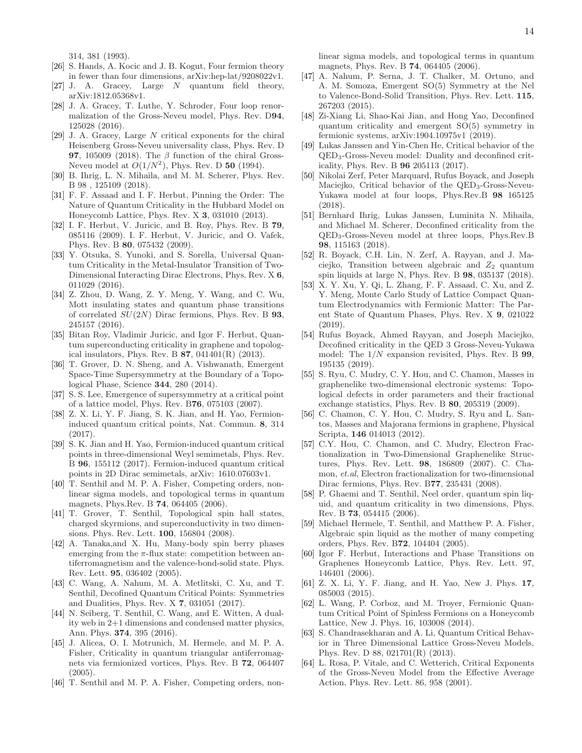314, 381 (1993).

- [26] S. Hands, A. Kocic and J. B. Kogut, Four fermion theory in fewer than four dimensions, arXiv:hep-lat/9208022v1.
- [27] J. A. Gracey, Large $N$ quantum field theory, arXiv:1812.05368v1.
- [28] J. A. Gracey, T. Luthe, Y. Schroder, Four loop renormalization of the Gross-Neveu model, Phys. Rev. D**94**, 125028 (2016).
- [29] J. A. Gracey, Large $N$ critical exponents for the chiral Heisenberg Gross-Neveu universality class, Phys. Rev. D **97**, 105009 (2018). The $\beta$ function of the chiral Gross-Neveu model at $O(1/N^2)$, Phys. Rev. D **50** (1994).
- [30] B. Ihrig, L. N. Mihaila, and M. M. Scherer, Phys. Rev. B 98 , 125109 (2018).
- [31] F. F. Assaad and I. F. Herbut, Pinning the Order: The Nature of Quantum Criticality in the Hubbard Model on Honeycomb Lattice, Phys. Rev. X **3**, 031010 (2013).
- [32] I. F. Herbut, V. Juricic, and B. Roy, Phys. Rev. B **79**, 085116 (2009). I. F. Herbut, V. Juricic, and O. Vafek, Phys. Rev. B **80**, 075432 (2009).
- [33] Y. Otsuka, S. Yunoki, and S. Sorella, Universal Quantum Criticality in the Metal-Insulator Transition of Two-Dimensional Interacting Dirac Electrons, Phys. Rev. X **6**, 011029 (2016).
- [34] Z. Zhou, D. Wang, Z. Y. Meng, Y. Wang, and C. Wu, Mott insulating states and quantum phase transitions of correlated $SU(2N)$ Dirac fermions, Phys. Rev. B **93**, 245157 (2016).
- [35] Bitan Roy, Vladimir Juricic, and Igor F. Herbut, Quantum superconducting criticality in graphene and topological insulators, Phys. Rev. B **87**, 041401(R) (2013).
- [36] T. Grover, D. N. Sheng, and A. Vishwanath, Emergent Space-Time Supersymmetry at the Boundary of a Topological Phase, Science **344**, 280 (2014).
- [37] S. S. Lee, Emergence of supersymmetry at a critical point of a lattice model, Phys. Rev. B**76**, 075103 (2007).
- [38] Z. X. Li, Y. F. Jiang, S. K. Jian, and H. Yao, Fermion-induced quantum critical points, Nat. Commun. **8**, 314 (2017).
- [39] S. K. Jian and H. Yao, Fermion-induced quantum critical points in three-dimensional Weyl semimetals, Phys. Rev. B **96**, 155112 (2017). Fermion-induced quantum critical points in 2D Dirac semimetals, arXiv: 1610.07603v1.
- [40] T. Senthil and M. P. A. Fisher, Competing orders, nonlinear sigma models, and topological terms in quantum magnets, Phys.Rev. B **74**, 064405 (2006).
- [41] T. Grover, T. Senthil, Topological spin hall states, charged skyrmions, and superconductivity in two dimensions. Phys. Rev. Lett. **100**, 156804 (2008).
- [42] A. Tanaka,and X. Hu, Many-body spin berry phases emerging from the $\pi$-flux state: competition between antiferromagnetism and the valence-bond-solid state. Phys. Rev. Lett. **95**, 036402 (2005).
- [43] C. Wang, A. Nahum, M. A. Metlitski, C. Xu, and T. Senthil, Decofined Quantum Critical Points: Symmetries and Dualities, Phys. Rev. X **7**, 031051 (2017).
- [44] N. Seiberg, T. Senthil, C. Wang, and E. Witten, A duality web in 2+1 dimensions and condensed matter physics, Ann. Phys. **374**, 395 (2016).
- [45] J. Alicea, O. I. Motrunich, M. Hermele, and M. P. A. Fisher, Criticality in quantum triangular antiferromagnets via fermionized vortices, Phys. Rev. B **72**, 064407 (2005).
- [46] T. Senthil and M. P. A. Fisher, Competing orders, nonlinear sigma models, and topological terms in quantum magnets, Phys. Rev. B **74**, 064405 (2006).
- [47] A. Nahum, P. Serna, J. T. Chalker, M. Ortuno, and A. M. Somoza, Emergent SO(5) Symmetry at the Nel to Valence-Bond-Solid Transition, Phys. Rev. Lett. **115**, 267203 (2015).
- [48] Zi-Xiang Li, Shao-Kai Jian, and Hong Yao, Deconfined quantum criticality and emergent SO(5) symmetry in fermionic systems, arXiv:1904.10975v1 (2019).
- [49] Lukas Janssen and Yin-Chen He, Critical behavior of the QED$_3$-Gross-Neveu model: Duality and deconfined criticality, Phys. Rev. B **96** 205113 (2017).
- [50] Nikolai Zerf, Peter Marquard, Rufus Boyack, and Joseph Maciejko, Critical behavior of the QED$_3$-Gross-Neveu-Yukawa model at four loops, Phys.Rev.B **98** 165125 (2018).
- [51] Bernhard Ihrig, Lukas Janssen, Luminita N. Mihaila, and Michael M. Scherer, Deconfined criticality from the QED$_3$-Gross-Neveu model at three loops, Phys.Rev.B **98**, 115163 (2018).
- [52] R. Boyack, C.H. Lin, N. Zerf, A. Rayyan, and J. Maciejko, Transition between algebraic and $Z_2$ quantum spin liquids at large N, Phys. Rev. B **98**, 035137 (2018).
- [53] X. Y. Xu, Y. Qi, L. Zhang, F. F. Assaad, C. Xu, and Z. Y. Meng, Monte Carlo Study of Lattice Compact Quantum Electrodynamics with Fermionic Matter: The Parent State of Quantum Phases, Phys. Rev. X **9**, 021022 (2019).
- [54] Rufus Boyack, Ahmed Rayyan, and Joseph Maciejko, Decofined criticality in the QED 3 Gross-Neveu-Yukawa model: The $1/N$ expansion revisited, Phys. Rev. B **99**, 195135 (2019).
- [55] S. Ryu, C. Mudry, C. Y. Hou, and C. Chamon, Masses in graphenelike two-dimensional electronic systems: Topological defects in order parameters and their fractional exchange statistics, Phys. Rev. B **80**, 205319 (2009).
- [56] C. Chamon, C. Y. Hou, C. Mudry, S. Ryu and L. Santos, Masses and Majorana fermions in graphene, Physical Scripta, **146** 014013 (2012).
- [57] C.Y. Hou, C. Chamon, and C. Mudry, Electron Fractionalization in Two-Dimensional Graphenelike Structures, Phys. Rev. Lett. **98**, 186809 (2007). C. Chamon, *et.al*, Electron fractionalization for two-dimensional Dirac fermions, Phys. Rev. B**77**, 235431 (2008).
- [58] P. Ghaemi and T. Senthil, Neel order, quantum spin liquid, and quantum criticality in two dimensions, Phys. Rev. B **73**, 054415 (2006).
- [59] Michael Hermele, T. Senthil, and Matthew P. A. Fisher, Algebraic spin liquid as the mother of many competing orders, Phys. Rev. B**72**, 104404 (2005).
- [60] Igor F. Herbut, Interactions and Phase Transitions on Graphenes Honeycomb Lattice, Phys. Rev. Lett. 97, 146401 (2006).
- [61] Z. X. Li, Y. F. Jiang, and H. Yao, New J. Phys. **17**, 085003 (2015).
- [62] L. Wang, P. Corboz, and M. Troyer, Fermionic Quantum Critical Point of Spinless Fermions on a Honeycomb Lattice, New J. Phys. 16, 103008 (2014).
- [63] S. Chandrasekharan and A. Li, Quantum Critical Behavior in Three Dimensional Lattice Gross-Neveu Models, Phys. Rev. D 88, 021701(R) (2013).
- [64] L. Rosa, P. Vitale, and C. Wetterich, Critical Exponents of the Gross-Neveu Model from the Effective Average Action, Phys. Rev. Lett. 86, 958 (2001).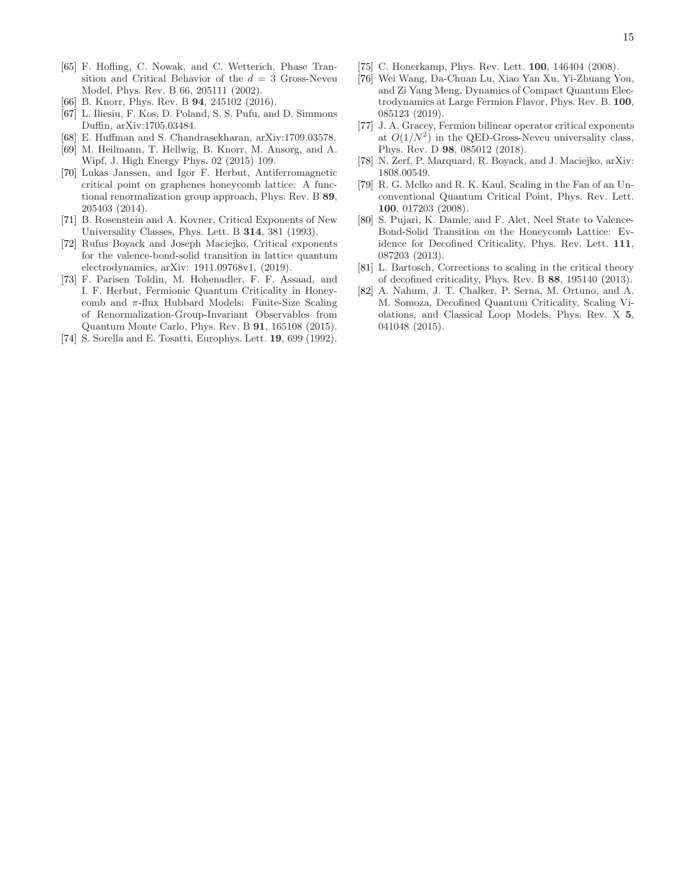[65] F. Hofling, C. Nowak, and C. Wetterich, Phase Transition and Critical Behavior of the $d = 3$ Gross-Neveu Model, Phys. Rev. B 66, 205111 (2002).

[66] B. Knorr, Phys. Rev. B **94**, 245102 (2016).

[67] L. Iliesiu, F. Kos, D. Poland, S. S. Pufu, and D. Simmons Duffin, arXiv:1705.03484.

[68] E. Huffman and S. Chandrasekharan, arXiv:1709.03578.

[69] M. Heilmann, T. Hellwig, B. Knorr, M. Ansorg, and A. Wipf, J. High Energy Phys. 02 (2015) 109.

[70] Lukas Janssen, and Igor F. Herbut, Antiferromagnetic critical point on graphenes honeycomb lattice: A functional renormalization group approach, Phys. Rev. B **89**, 205403 (2014).

[71] B. Rosenstein and A. Kovner, Critical Exponents of New Universality Classes, Phys. Lett. B **314**, 381 (1993).

[72] Rufus Boyack and Joseph Maciejko, Critical exponents for the valence-bond-solid transition in lattice quantum electrodynamics, arXiv: 1911.09768v1, (2019).

[73] F. Parisen Toldin, M. Hohenadler, F. F. Assaad, and I. F. Herbut, Fermionic Quantum Criticality in Honeycomb and $\pi$-flux Hubbard Models: Finite-Size Scaling of Renormalization-Group-Invariant Observables from Quantum Monte Carlo, Phys. Rev. B **91**, 165108 (2015).

[74] S. Sorella and E. Tosatti, Europhys. Lett. **19**, 699 (1992).

[75] C. Honerkamp, Phys. Rev. Lett. **100**, 146404 (2008).

[76] Wei Wang, Da-Chuan Lu, Xiao Yan Xu, Yi-Zhuang You, and Zi Yang Meng, Dynamics of Compact Quantum Electrodynamics at Large Fermion Flavor, Phys. Rev. B. **100**, 085123 (2019).

[77] J. A. Gracey, Fermion bilinear operator critical exponents at $O(1/N^2)$ in the QED-Gross-Neveu universality class, Phys. Rev. D **98**, 085012 (2018).

[78] N. Zerf, P. Marquard, R. Boyack, and J. Maciejko, arXiv: 1808.00549.

[79] R. G. Melko and R. K. Kaul, Scaling in the Fan of an Unconventional Quantum Critical Point, Phys. Rev. Lett. **100**, 017203 (2008).

[80] S. Pujari, K. Damle, and F. Alet, Neel State to Valence-Bond-Solid Transition on the Honeycomb Lattice: Evidence for Decofined Criticality, Phys. Rev. Lett. **111**, 087203 (2013).

[81] L. Bartosch, Corrections to scaling in the critical theory of decofined criticality, Phys. Rev. B **88**, 195140 (2013).

[82] A. Nahum, J. T. Chalker, P. Serna, M. Ortuno, and A. M. Somoza, Decofined Quantum Criticality, Scaling Violations, and Classical Loop Models, Phys. Rev. X **5**, 041048 (2015).